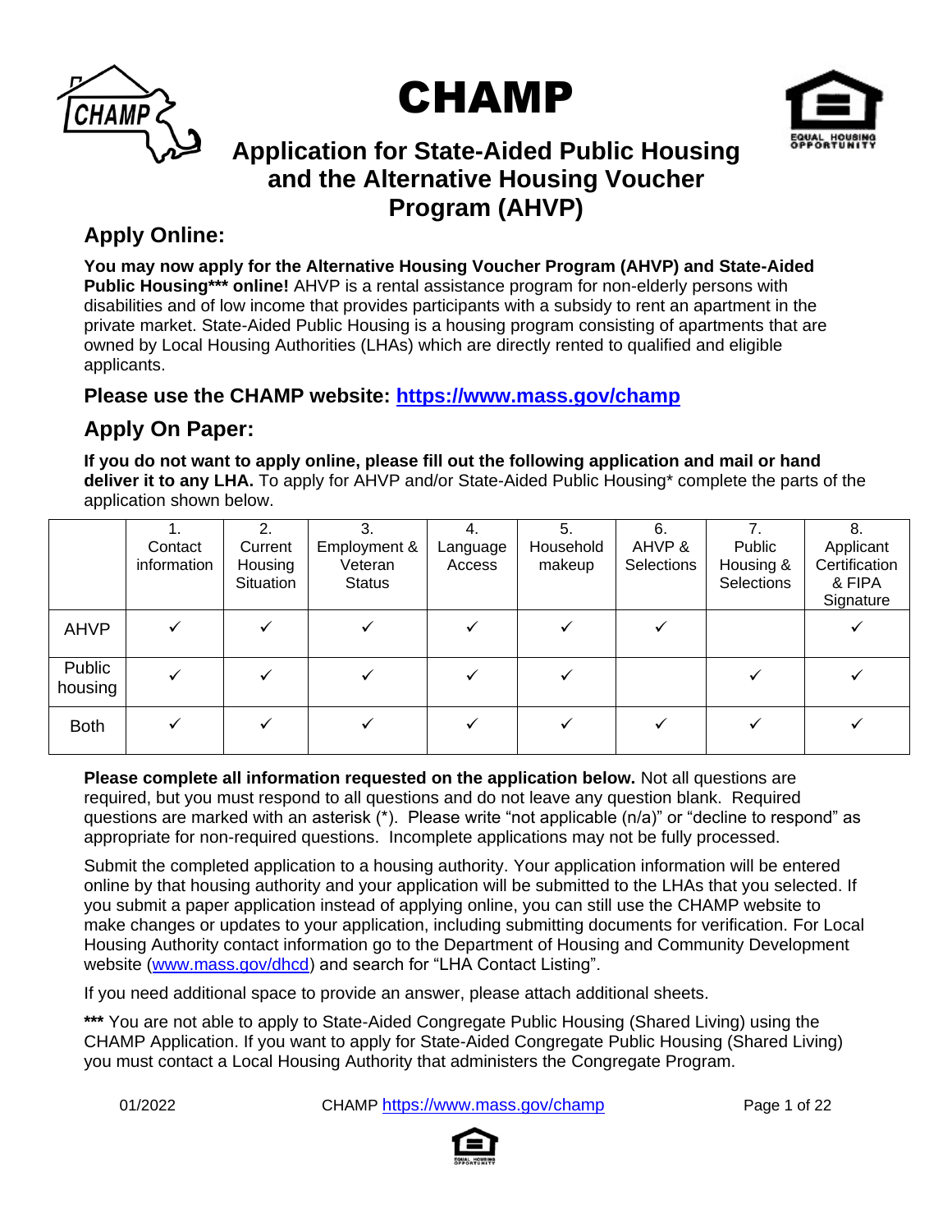# CHAMP

## Application for State-Aided Public Housing and the Alternative Housing Voucher Program (AHVP)

### Apply Online:

**You may now apply for the Alternative Housing Voucher Program (AHVP) and State-Aided Public Housing*** online!** AHVP is a rental assistance program for non-elderly persons with disabilities and of low income that provides participants with a subsidy to rent an apartment in the private market. State-Aided Public Housing is a housing program consisting of apartments that are owned by Local Housing Authorities (LHAs) which are directly rented to qualified and eligible applicants.

**Please use the CHAMP website: [https://www.mass.gov/champ](https://www.mass.gov/champ)**

### Apply On Paper:

**If you do not want to apply online, please fill out the following application and mail or hand deliver it to any LHA.** To apply for AHVP and/or State-Aided Public Housing* complete the parts of the application shown below.

| | 1. Contact information | 2. Current Housing Situation | 3. Employment & Veteran Status | 4. Language Access | 5. Household makeup | 6. AHVP & Selections | 7. Public Housing & Selections | 8. Applicant Certification & FIPA Signature |
|---|---|---|---|---|---|---|---|---|
| AHVP | ✓ | ✓ | ✓ | ✓ | ✓ | ✓ | | ✓ |
| Public housing | ✓ | ✓ | ✓ | ✓ | ✓ | | ✓ | ✓ |
| Both | ✓ | ✓ | ✓ | ✓ | ✓ | ✓ | ✓ | ✓ |

**Please complete all information requested on the application below.** Not all questions are required, but you must respond to all questions and do not leave any question blank. Required questions are marked with an asterisk (*). Please write "not applicable (n/a)" or "decline to respond" as appropriate for non-required questions. Incomplete applications may not be fully processed.

Submit the completed application to a housing authority. Your application information will be entered online by that housing authority and your application will be submitted to the LHAs that you selected. If you submit a paper application instead of applying online, you can still use the CHAMP website to make changes or updates to your application, including submitting documents for verification. For Local Housing Authority contact information go to the Department of Housing and Community Development website ([www.mass.gov/dhcd](http://www.mass.gov/dhcd)) and search for "LHA Contact Listing".

If you need additional space to provide an answer, please attach additional sheets.

**\*\*\*** You are not able to apply to State-Aided Congregate Public Housing (Shared Living) using the CHAMP Application. If you want to apply for State-Aided Congregate Public Housing (Shared Living) you must contact a Local Housing Authority that administers the Congregate Program.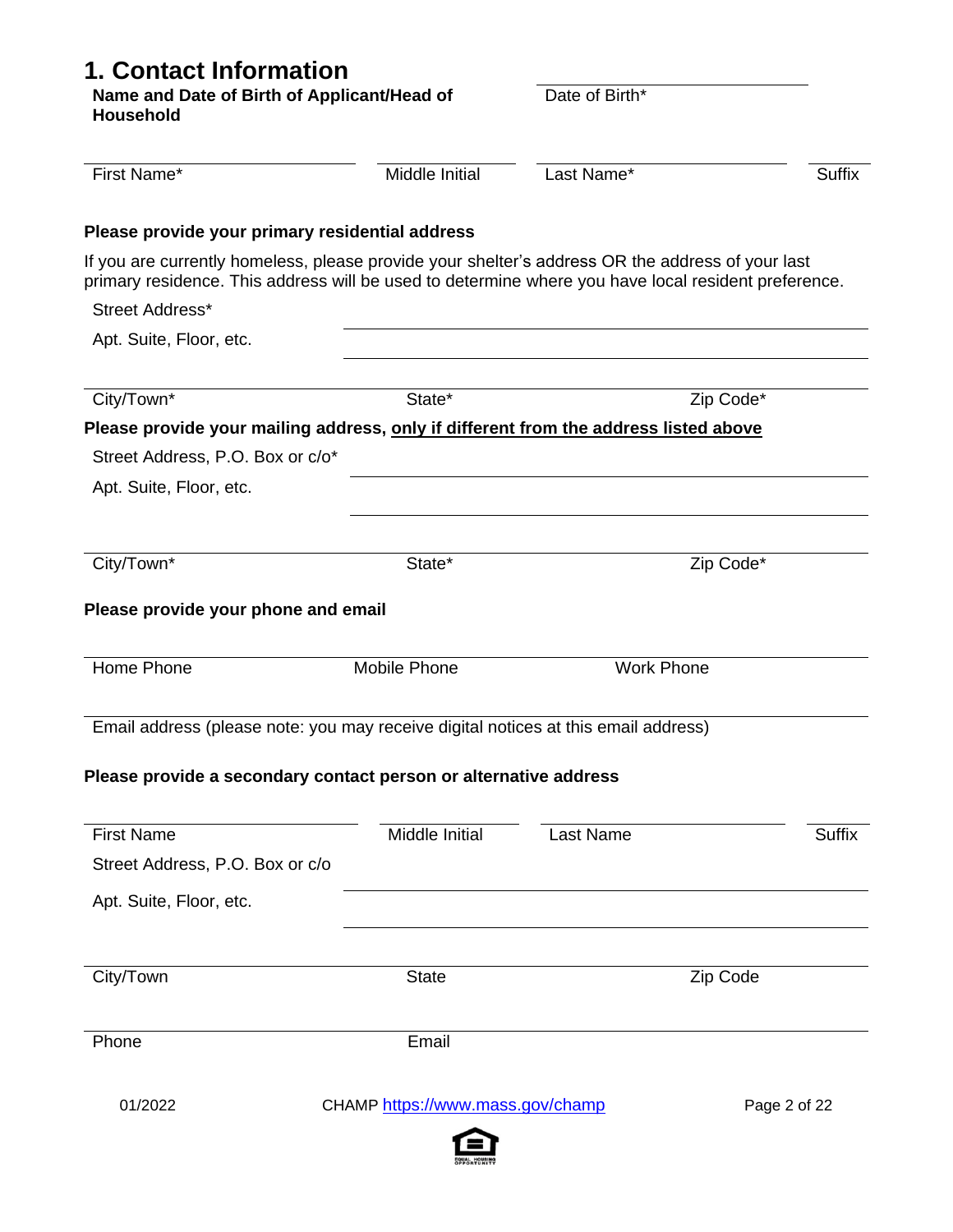## 1. Contact Information

**Name and Date of Birth of Applicant/Head of Household**

Date of Birth*

| First Name* | Middle Initial | Last Name* | Suffix |
|---|---|---|---|
| | | | |

**Please provide your primary residential address**

If you are currently homeless, please provide your shelter's address OR the address of your last primary residence. This address will be used to determine where you have local resident preference.

Street Address*

Apt. Suite, Floor, etc.

| City/Town* | State* | Zip Code* |
|---|---|---|
| | | |

**Please provide your mailing address, only if different from the address listed above**

Street Address, P.O. Box or c/o*

Apt. Suite, Floor, etc.

| City/Town* | State* | Zip Code* |
|---|---|---|
| | | |

**Please provide your phone and email**

| Home Phone | Mobile Phone | Work Phone |
|---|---|---|
| | | |

Email address (please note: you may receive digital notices at this email address)

**Please provide a secondary contact person or alternative address**

| First Name | Middle Initial | Last Name | Suffix |
|---|---|---|---|
| | | | |

Street Address, P.O. Box or c/o

Apt. Suite, Floor, etc.

| City/Town | State | Zip Code |
|---|---|---|
| | | |

| Phone | Email |
|---|---|
| | |

01/2022 CHAMP https://www.mass.gov/champ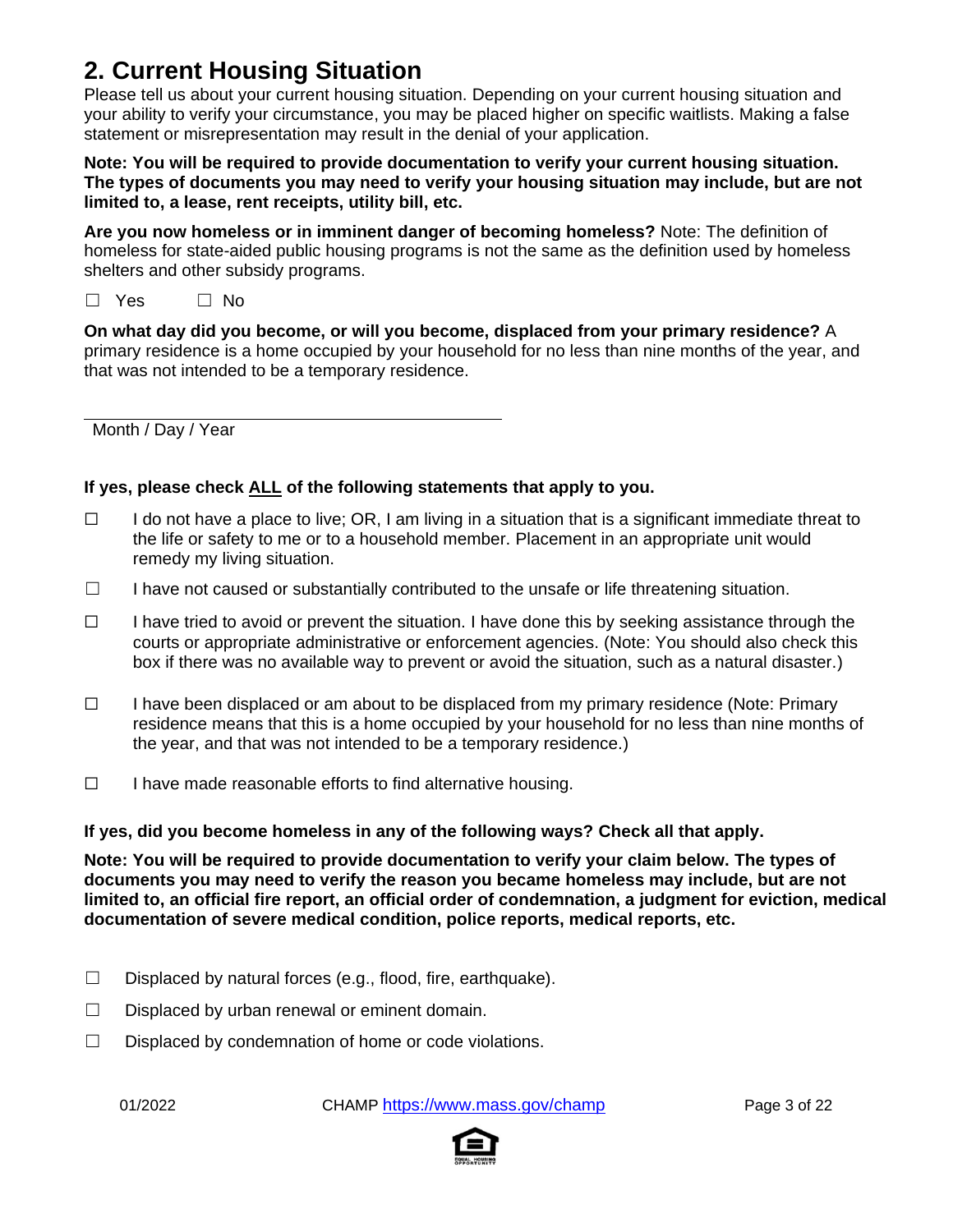## 2. Current Housing Situation

Please tell us about your current housing situation. Depending on your current housing situation and your ability to verify your circumstance, you may be placed higher on specific waitlists. Making a false statement or misrepresentation may result in the denial of your application.

**Note: You will be required to provide documentation to verify your current housing situation. The types of documents you may need to verify your housing situation may include, but are not limited to, a lease, rent receipts, utility bill, etc.**

**Are you now homeless or in imminent danger of becoming homeless?** Note: The definition of homeless for state-aided public housing programs is not the same as the definition used by homeless shelters and other subsidy programs.

☐ Yes ☐ No

**On what day did you become, or will you become, displaced from your primary residence?** A primary residence is a home occupied by your household for no less than nine months of the year, and that was not intended to be a temporary residence.

______________________________

Month / Day / Year

**If yes, please check ALL of the following statements that apply to you.**

☐ I do not have a place to live; OR, I am living in a situation that is a significant immediate threat to the life or safety to me or to a household member. Placement in an appropriate unit would remedy my living situation.

☐ I have not caused or substantially contributed to the unsafe or life threatening situation.

☐ I have tried to avoid or prevent the situation. I have done this by seeking assistance through the courts or appropriate administrative or enforcement agencies. (Note: You should also check this box if there was no available way to prevent or avoid the situation, such as a natural disaster.)

☐ I have been displaced or am about to be displaced from my primary residence (Note: Primary residence means that this is a home occupied by your household for no less than nine months of the year, and that was not intended to be a temporary residence.)

☐ I have made reasonable efforts to find alternative housing.

**If yes, did you become homeless in any of the following ways? Check all that apply.**

**Note: You will be required to provide documentation to verify your claim below. The types of documents you may need to verify the reason you became homeless may include, but are not limited to, an official fire report, an official order of condemnation, a judgment for eviction, medical documentation of severe medical condition, police reports, medical reports, etc.**

☐ Displaced by natural forces (e.g., flood, fire, earthquake).

☐ Displaced by urban renewal or eminent domain.

☐ Displaced by condemnation of home or code violations.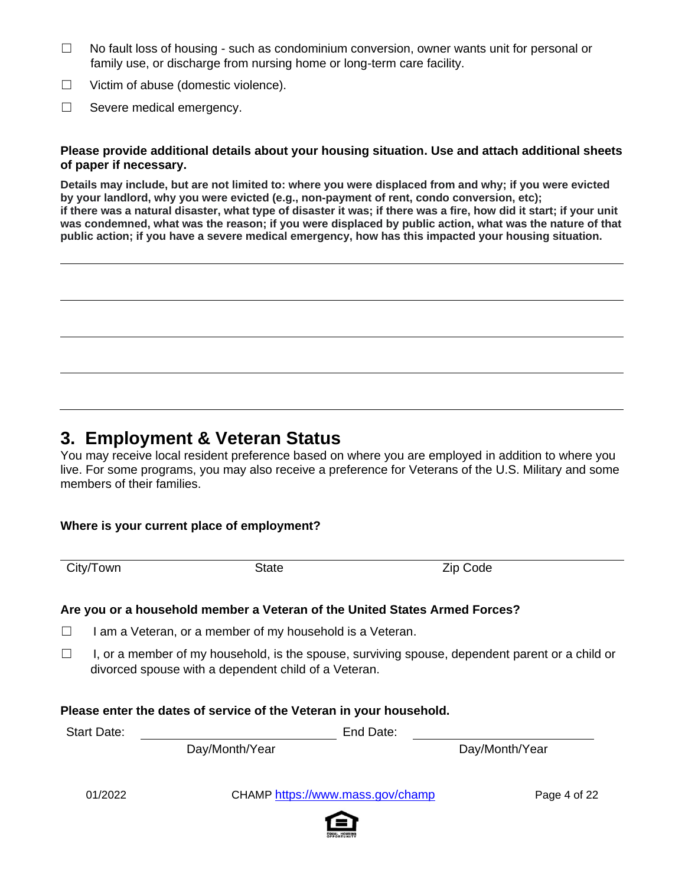☐ No fault loss of housing - such as condominium conversion, owner wants unit for personal or family use, or discharge from nursing home or long-term care facility.

☐ Victim of abuse (domestic violence).

☐ Severe medical emergency.

**Please provide additional details about your housing situation. Use and attach additional sheets of paper if necessary.**

**Details may include, but are not limited to: where you were displaced from and why; if you were evicted by your landlord, why you were evicted (e.g., non-payment of rent, condo conversion, etc); if there was a natural disaster, what type of disaster it was; if there was a fire, how did it start; if your unit was condemned, what was the reason; if you were displaced by public action, what was the nature of that public action; if you have a severe medical emergency, how has this impacted your housing situation.**

______________________________________________________________________

______________________________________________________________________

______________________________________________________________________

______________________________________________________________________

______________________________________________________________________

## 3. Employment & Veteran Status

You may receive local resident preference based on where you are employed in addition to where you live. For some programs, you may also receive a preference for Veterans of the U.S. Military and some members of their families.

**Where is your current place of employment?**

______________________________________________________________________

City/Town State Zip Code

**Are you or a household member a Veteran of the United States Armed Forces?**

☐ I am a Veteran, or a member of my household is a Veteran.

☐ I, or a member of my household, is the spouse, surviving spouse, dependent parent or a child or divorced spouse with a dependent child of a Veteran.

**Please enter the dates of service of the Veteran in your household.**

Start Date: ____________________ End Date: ____________________

Day/Month/Year Day/Month/Year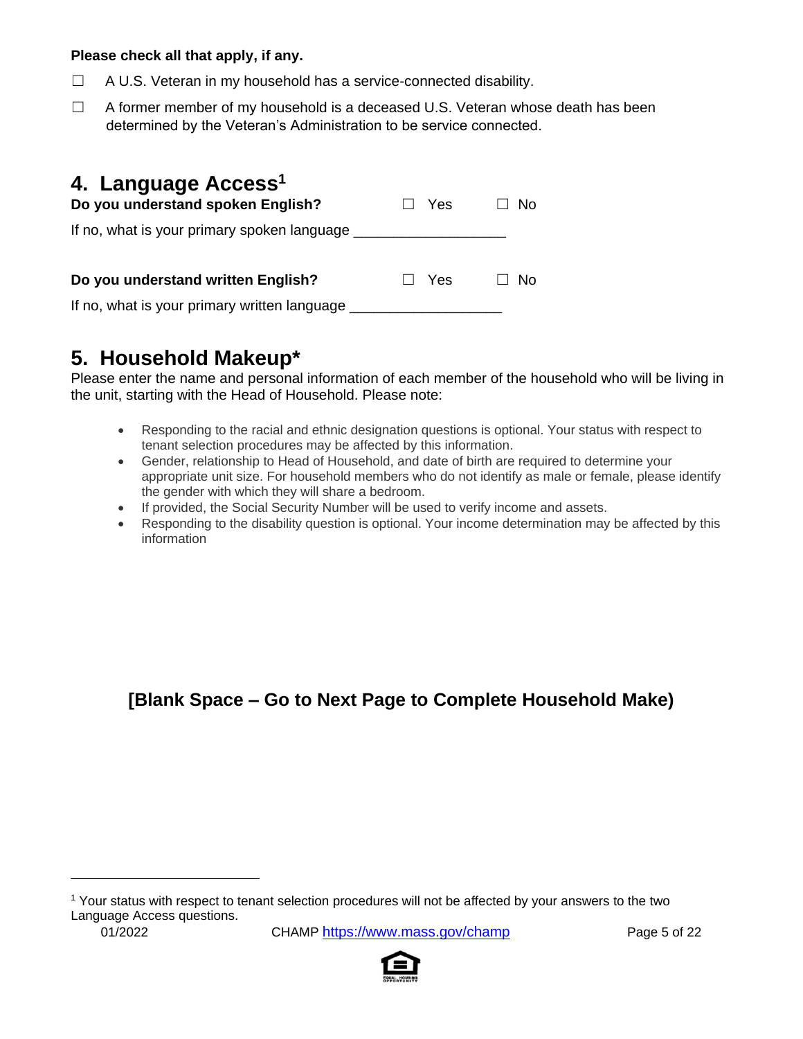**Please check all that apply, if any.**

☐ A U.S. Veteran in my household has a service-connected disability.

☐ A former member of my household is a deceased U.S. Veteran whose death has been determined by the Veteran's Administration to be service connected.

## 4. Language Access[1]

**Do you understand spoken English?** ☐ Yes ☐ No

If no, what is your primary spoken language ___________________

**Do you understand written English?** ☐ Yes ☐ No

If no, what is your primary written language ___________________

## 5. Household Makeup*

Please enter the name and personal information of each member of the household who will be living in the unit, starting with the Head of Household. Please note:

- Responding to the racial and ethnic designation questions is optional. Your status with respect to tenant selection procedures may be affected by this information.
- Gender, relationship to Head of Household, and date of birth are required to determine your appropriate unit size. For household members who do not identify as male or female, please identify the gender with which they will share a bedroom.
- If provided, the Social Security Number will be used to verify income and assets.
- Responding to the disability question is optional. Your income determination may be affected by this information

**[Blank Space – Go to Next Page to Complete Household Make)**

[1] Your status with respect to tenant selection procedures will not be affected by your answers to the two Language Access questions.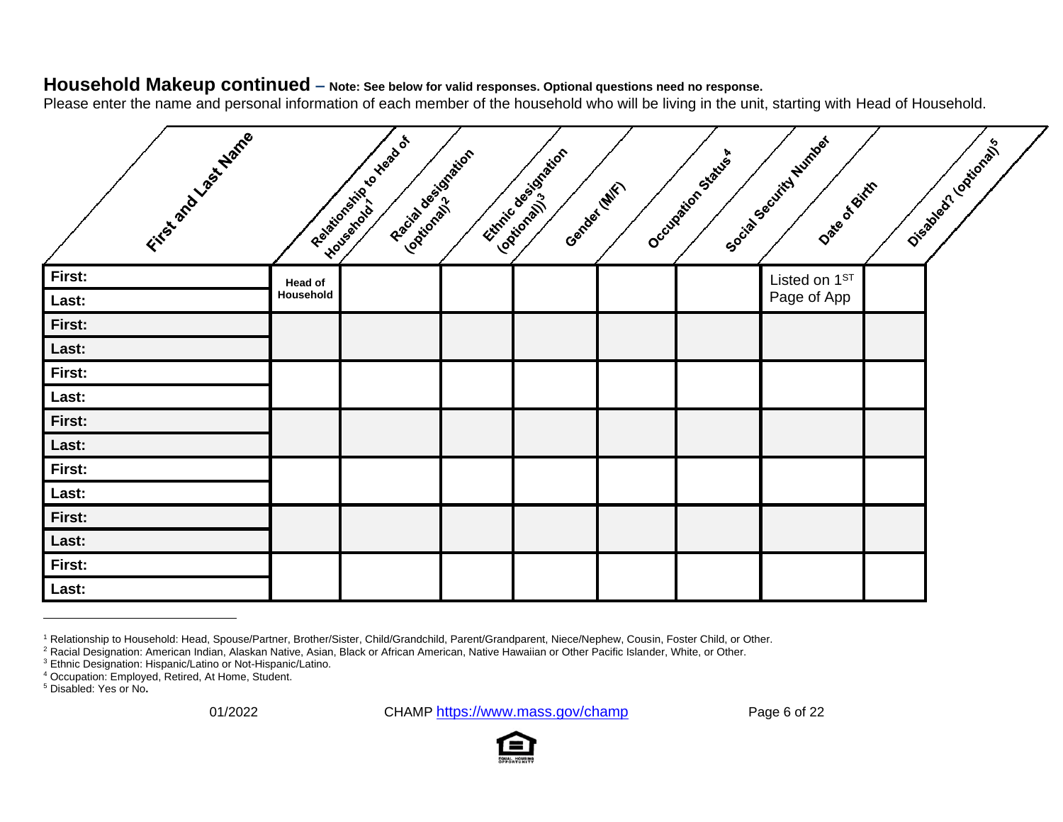## Household Makeup continued – Note: See below for valid responses. Optional questions need no response.

Please enter the name and personal information of each member of the household who will be living in the unit, starting with Head of Household.

| First and Last Name | Relationship to Head of Household[1] | Racial designation (optional)[2] | Ethnic designation (optional)[3] | Gender (M/F) | Occupation Status[4] | Social Security Number | Date of Birth | Disabled? (optional)[5] |
|---|---|---|---|---|---|---|---|---|
| First:<br>Last: | Head of Household | | | | | Listed on 1ST Page of App | | |
| First:<br>Last: | | | | | | | | |
| First:<br>Last: | | | | | | | | |
| First:<br>Last: | | | | | | | | |
| First:<br>Last: | | | | | | | | |
| First:<br>Last: | | | | | | | | |
| First:<br>Last: | | | | | | | | |

[1] Relationship to Household: Head, Spouse/Partner, Brother/Sister, Child/Grandchild, Parent/Grandparent, Niece/Nephew, Cousin, Foster Child, or Other.

[2] Racial Designation: American Indian, Alaskan Native, Asian, Black or African American, Native Hawaiian or Other Pacific Islander, White, or Other.

[3] Ethnic Designation: Hispanic/Latino or Not-Hispanic/Latino.

[4] Occupation: Employed, Retired, At Home, Student.

[5] Disabled: Yes or No.

01/2022 CHAMP https://www.mass.gov/champ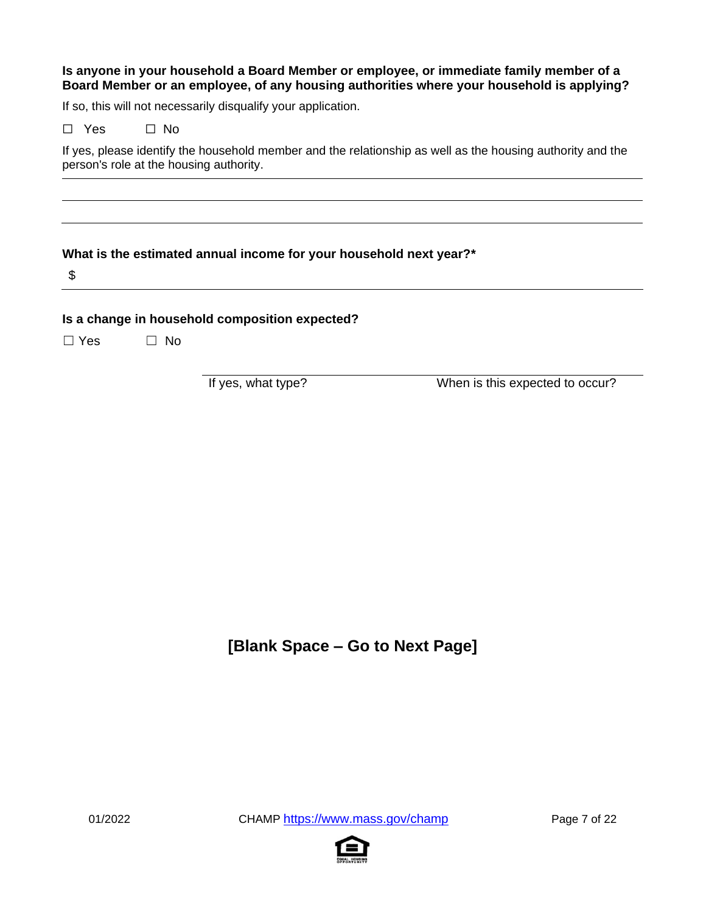**Is anyone in your household a Board Member or employee, or immediate family member of a Board Member or an employee, of any housing authorities where your household is applying?**

If so, this will not necessarily disqualify your application.

☐ Yes ☐ No

If yes, please identify the household member and the relationship as well as the housing authority and the person's role at the housing authority.

______________________________________________________________________

______________________________________________________________________

______________________________________________________________________

**What is the estimated annual income for your household next year?***

$ ____________________________________________________________________

**Is a change in household composition expected?**

☐ Yes ☐ No

| If yes, what type? | When is this expected to occur? |
|---|---|
| | |

## [Blank Space – Go to Next Page]

01/2022 CHAMP https://www.mass.gov/champ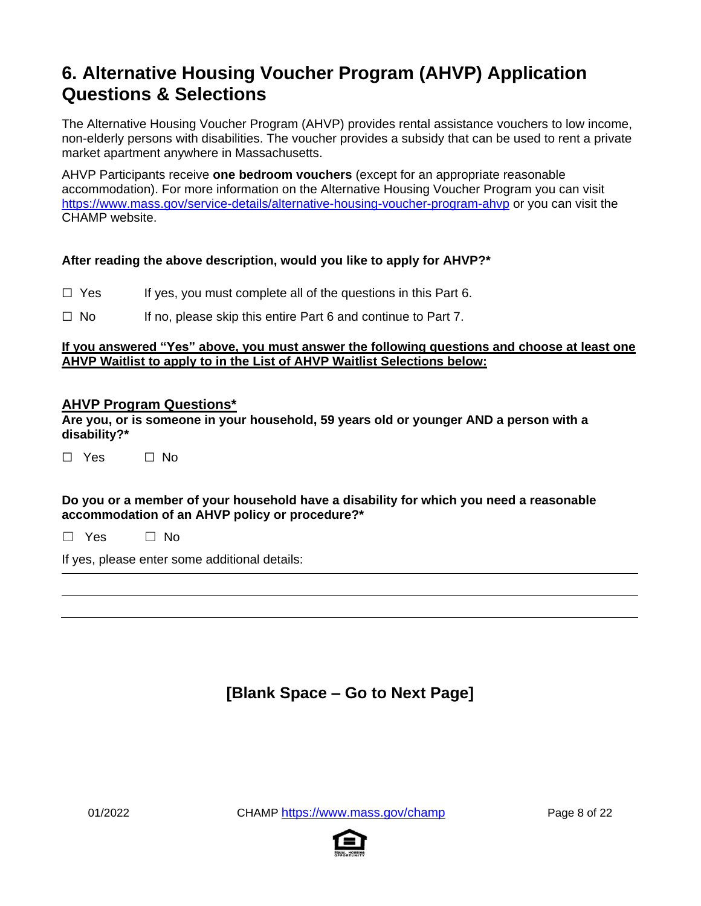# 6. Alternative Housing Voucher Program (AHVP) Application Questions & Selections

The Alternative Housing Voucher Program (AHVP) provides rental assistance vouchers to low income, non-elderly persons with disabilities. The voucher provides a subsidy that can be used to rent a private market apartment anywhere in Massachusetts.

AHVP Participants receive **one bedroom vouchers** (except for an appropriate reasonable accommodation). For more information on the Alternative Housing Voucher Program you can visit https://www.mass.gov/service-details/alternative-housing-voucher-program-ahvp or you can visit the CHAMP website.

**After reading the above description, would you like to apply for AHVP?***

☐ Yes If yes, you must complete all of the questions in this Part 6.

☐ No If no, please skip this entire Part 6 and continue to Part 7.

**<u>If you answered "Yes" above, you must answer the following questions and choose at least one AHVP Waitlist to apply to in the List of AHVP Waitlist Selections below:</u>**

## <u>AHVP Program Questions*</u>

**Are you, or is someone in your household, 59 years old or younger AND a person with a disability?***

☐ Yes ☐ No

**Do you or a member of your household have a disability for which you need a reasonable accommodation of an AHVP policy or procedure?***

☐ Yes ☐ No

If yes, please enter some additional details:

\_\_\_\_\_\_\_\_\_\_\_\_\_\_\_\_\_\_\_\_\_\_\_\_\_\_\_\_\_\_\_\_\_\_\_\_\_\_\_\_\_\_\_\_\_\_\_\_\_\_\_\_\_\_\_\_\_\_\_\_\_\_\_\_\_\_

\_\_\_\_\_\_\_\_\_\_\_\_\_\_\_\_\_\_\_\_\_\_\_\_\_\_\_\_\_\_\_\_\_\_\_\_\_\_\_\_\_\_\_\_\_\_\_\_\_\_\_\_\_\_\_\_\_\_\_\_\_\_\_\_\_\_

\_\_\_\_\_\_\_\_\_\_\_\_\_\_\_\_\_\_\_\_\_\_\_\_\_\_\_\_\_\_\_\_\_\_\_\_\_\_\_\_\_\_\_\_\_\_\_\_\_\_\_\_\_\_\_\_\_\_\_\_\_\_\_\_\_\_

**[Blank Space – Go to Next Page]**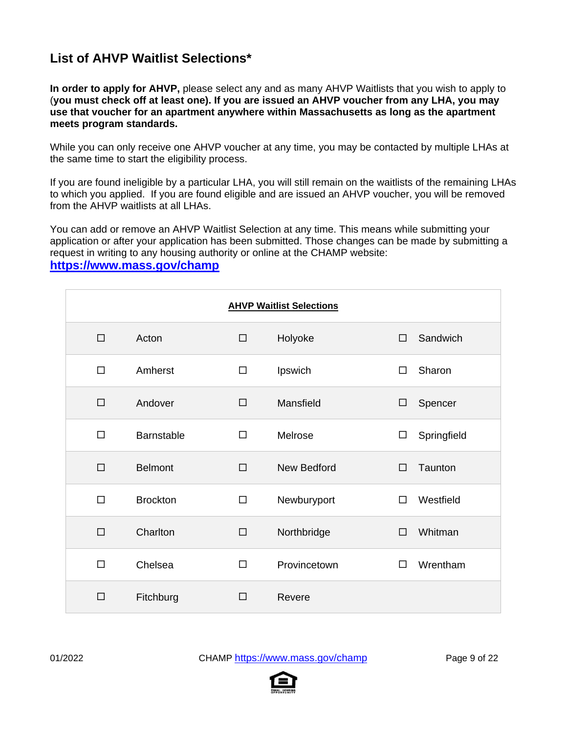## List of AHVP Waitlist Selections*

**In order to apply for AHVP,** please select any and as many AHVP Waitlists that you wish to apply to (**you must check off at least one). If you are issued an AHVP voucher from any LHA, you may use that voucher for an apartment anywhere within Massachusetts as long as the apartment meets program standards.**

While you can only receive one AHVP voucher at any time, you may be contacted by multiple LHAs at the same time to start the eligibility process.

If you are found ineligible by a particular LHA, you will still remain on the waitlists of the remaining LHAs to which you applied. If you are found eligible and are issued an AHVP voucher, you will be removed from the AHVP waitlists at all LHAs.

You can add or remove an AHVP Waitlist Selection at any time. This means while submitting your application or after your application has been submitted. Those changes can be made by submitting a request in writing to any housing authority or online at the CHAMP website:
**https://www.mass.gov/champ**

| **AHVP Waitlist Selections** | | | | | |
|---|---|---|---|---|---|
| ☐ | Acton | ☐ | Holyoke | ☐ | Sandwich |
| ☐ | Amherst | ☐ | Ipswich | ☐ | Sharon |
| ☐ | Andover | ☐ | Mansfield | ☐ | Spencer |
| ☐ | Barnstable | ☐ | Melrose | ☐ | Springfield |
| ☐ | Belmont | ☐ | New Bedford | ☐ | Taunton |
| ☐ | Brockton | ☐ | Newburyport | ☐ | Westfield |
| ☐ | Charlton | ☐ | Northbridge | ☐ | Whitman |
| ☐ | Chelsea | ☐ | Provincetown | ☐ | Wrentham |
| ☐ | Fitchburg | ☐ | Revere | | |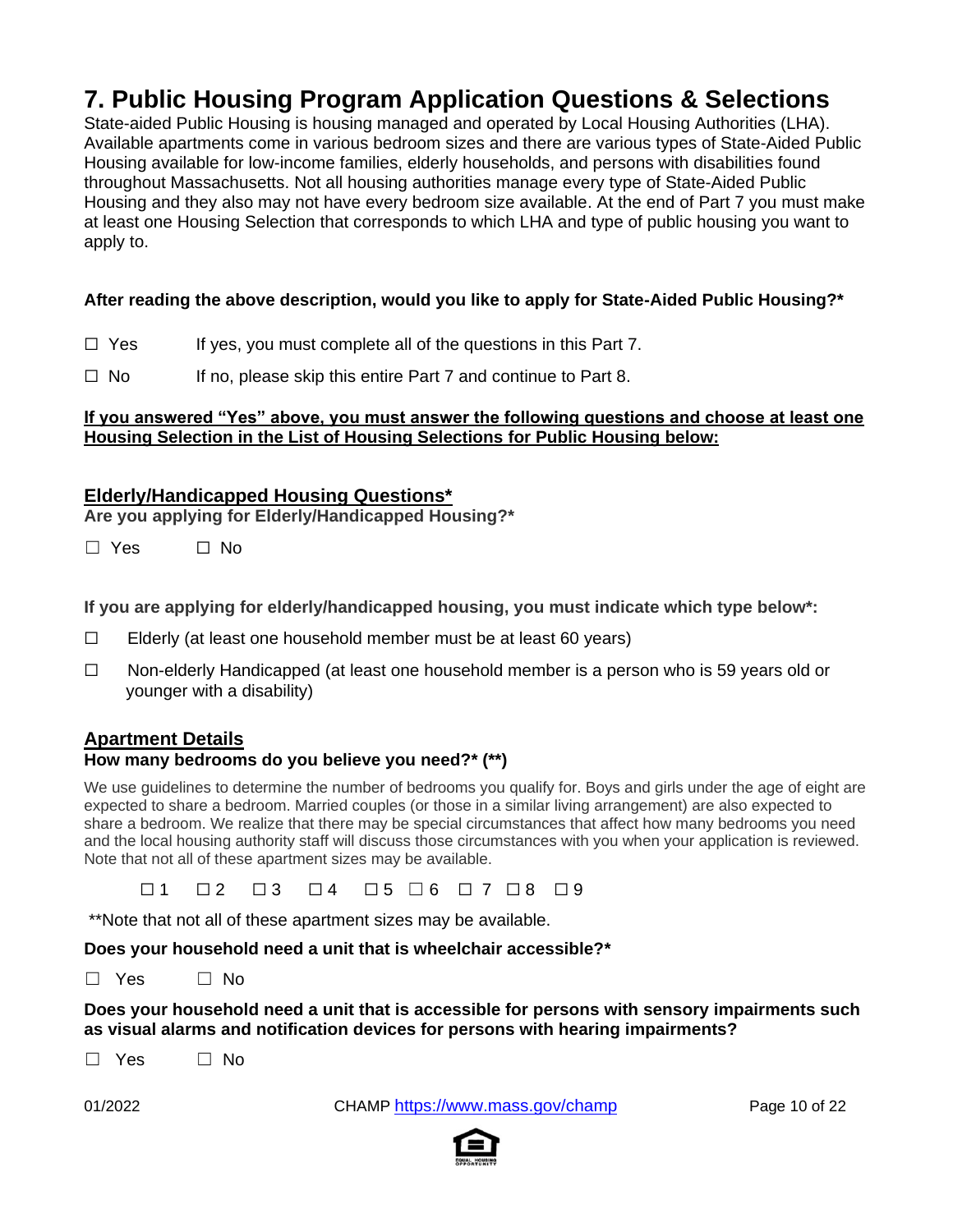# 7. Public Housing Program Application Questions & Selections

State-aided Public Housing is housing managed and operated by Local Housing Authorities (LHA). Available apartments come in various bedroom sizes and there are various types of State-Aided Public Housing available for low-income families, elderly households, and persons with disabilities found throughout Massachusetts. Not all housing authorities manage every type of State-Aided Public Housing and they also may not have every bedroom size available. At the end of Part 7 you must make at least one Housing Selection that corresponds to which LHA and type of public housing you want to apply to.

**After reading the above description, would you like to apply for State-Aided Public Housing?***

☐ Yes  If yes, you must complete all of the questions in this Part 7.

☐ No  If no, please skip this entire Part 7 and continue to Part 8.

**<u>If you answered "Yes" above, you must answer the following questions and choose at least one Housing Selection in the List of Housing Selections for Public Housing below:</u>**

## <u>Elderly/Handicapped Housing Questions*</u>

**Are you applying for Elderly/Handicapped Housing?***

☐ Yes  ☐ No

**If you are applying for elderly/handicapped housing, you must indicate which type below*:**

☐ Elderly (at least one household member must be at least 60 years)

☐ Non-elderly Handicapped (at least one household member is a person who is 59 years old or younger with a disability)

## <u>Apartment Details</u>

**How many bedrooms do you believe you need?* (**)**

We use guidelines to determine the number of bedrooms you qualify for. Boys and girls under the age of eight are expected to share a bedroom. Married couples (or those in a similar living arrangement) are also expected to share a bedroom. We realize that there may be special circumstances that affect how many bedrooms you need and the local housing authority staff will discuss those circumstances with you when your application is reviewed. Note that not all of these apartment sizes may be available.

☐ 1  ☐ 2  ☐ 3  ☐ 4  ☐ 5  ☐ 6  ☐ 7  ☐ 8  ☐ 9

**Note that not all of these apartment sizes may be available.

**Does your household need a unit that is wheelchair accessible?***

☐ Yes  ☐ No

**Does your household need a unit that is accessible for persons with sensory impairments such as visual alarms and notification devices for persons with hearing impairments?**

☐ Yes  ☐ No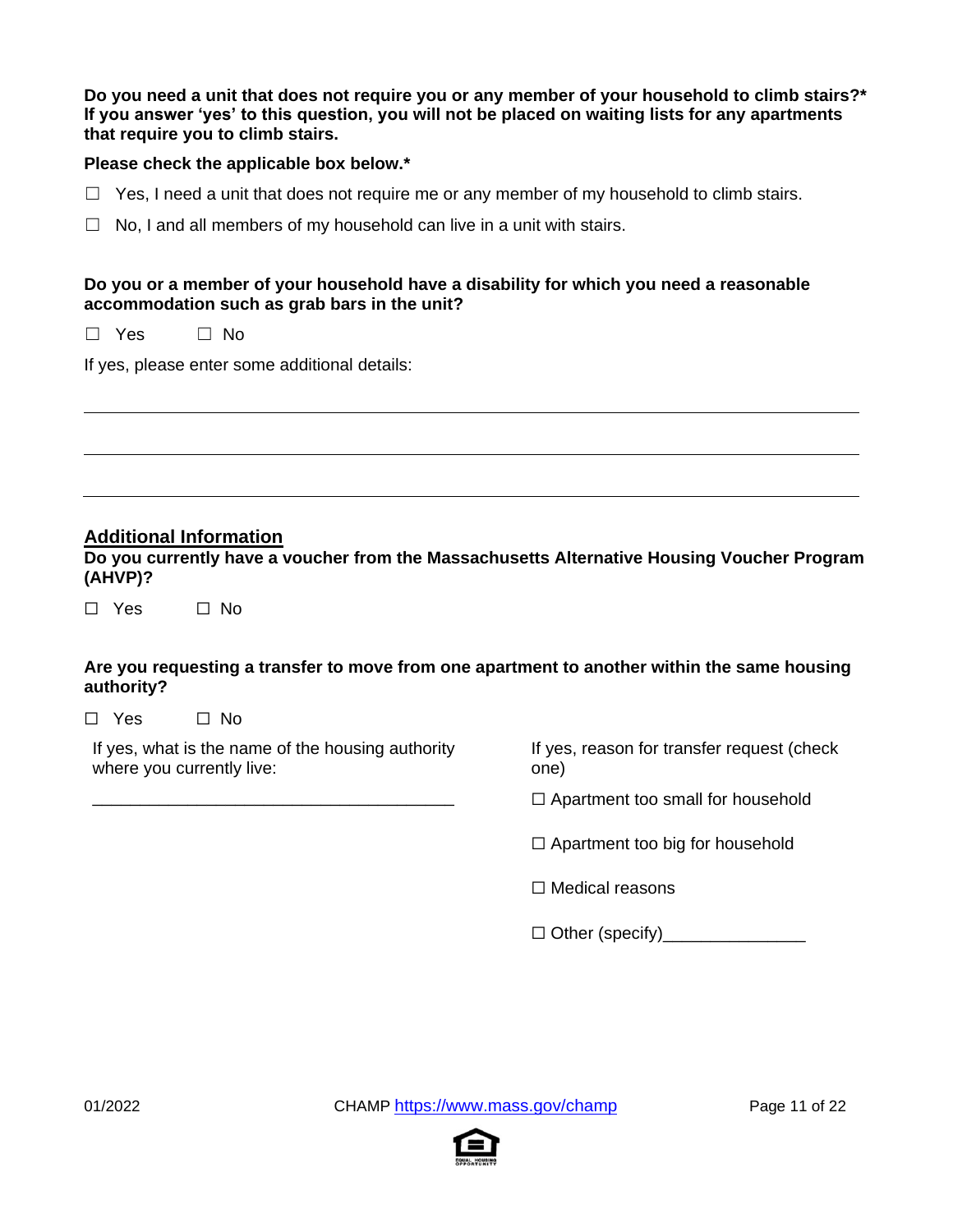**Do you need a unit that does not require you or any member of your household to climb stairs?\* If you answer 'yes' to this question, you will not be placed on waiting lists for any apartments that require you to climb stairs.**

**Please check the applicable box below.\***

☐ Yes, I need a unit that does not require me or any member of my household to climb stairs.

☐ No, I and all members of my household can live in a unit with stairs.

**Do you or a member of your household have a disability for which you need a reasonable accommodation such as grab bars in the unit?**

☐ Yes ☐ No

If yes, please enter some additional details:

\_\_\_\_\_\_\_\_\_\_\_\_\_\_\_\_\_\_\_\_\_\_\_\_\_\_\_\_\_\_\_\_\_\_\_\_\_\_\_\_\_\_\_\_\_\_\_\_\_\_\_\_\_\_\_\_\_\_\_\_\_\_\_\_\_\_\_\_\_\_

\_\_\_\_\_\_\_\_\_\_\_\_\_\_\_\_\_\_\_\_\_\_\_\_\_\_\_\_\_\_\_\_\_\_\_\_\_\_\_\_\_\_\_\_\_\_\_\_\_\_\_\_\_\_\_\_\_\_\_\_\_\_\_\_\_\_\_\_\_\_

\_\_\_\_\_\_\_\_\_\_\_\_\_\_\_\_\_\_\_\_\_\_\_\_\_\_\_\_\_\_\_\_\_\_\_\_\_\_\_\_\_\_\_\_\_\_\_\_\_\_\_\_\_\_\_\_\_\_\_\_\_\_\_\_\_\_\_\_\_\_

## Additional Information

**Do you currently have a voucher from the Massachusetts Alternative Housing Voucher Program (AHVP)?**

☐ Yes ☐ No

**Are you requesting a transfer to move from one apartment to another within the same housing authority?**

☐ Yes ☐ No

If yes, what is the name of the housing authority where you currently live:

\_\_\_\_\_\_\_\_\_\_\_\_\_\_\_\_\_\_\_\_\_\_\_\_\_\_\_\_\_\_\_\_\_\_\_\_\_\_\_

If yes, reason for transfer request (check one)

☐ Apartment too small for household

☐ Apartment too big for household

☐ Medical reasons

☐ Other (specify)\_\_\_\_\_\_\_\_\_\_\_\_\_\_\_

01/2022 CHAMP [https://www.mass.gov/champ](https://www.mass.gov/champ)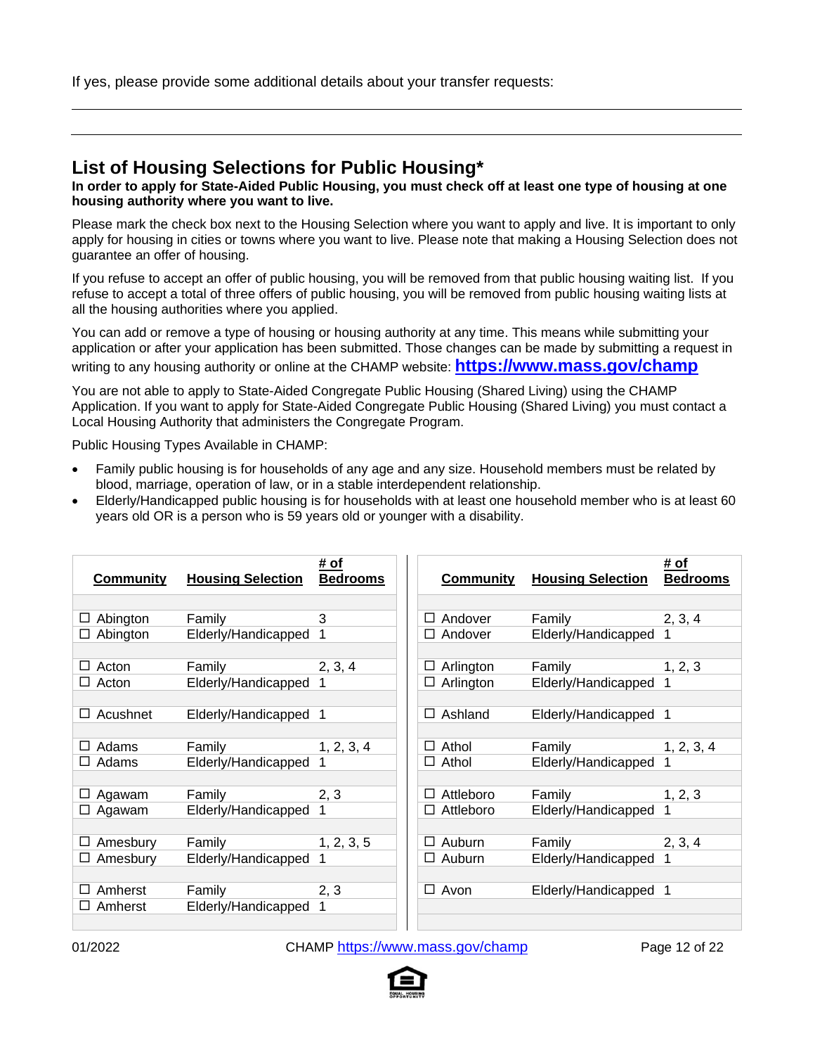If yes, please provide some additional details about your transfer requests:

______________________________________________________________________________

______________________________________________________________________________

## List of Housing Selections for Public Housing*

**In order to apply for State-Aided Public Housing, you must check off at least one type of housing at one housing authority where you want to live.**

Please mark the check box next to the Housing Selection where you want to apply and live. It is important to only apply for housing in cities or towns where you want to live. Please note that making a Housing Selection does not guarantee an offer of housing.

If you refuse to accept an offer of public housing, you will be removed from that public housing waiting list. If you refuse to accept a total of three offers of public housing, you will be removed from public housing waiting lists at all the housing authorities where you applied.

You can add or remove a type of housing or housing authority at any time. This means while submitting your application or after your application has been submitted. Those changes can be made by submitting a request in writing to any housing authority or online at the CHAMP website: **https://www.mass.gov/champ**

You are not able to apply to State-Aided Congregate Public Housing (Shared Living) using the CHAMP Application. If you want to apply for State-Aided Congregate Public Housing (Shared Living) you must contact a Local Housing Authority that administers the Congregate Program.

Public Housing Types Available in CHAMP:

- Family public housing is for households of any age and any size. Household members must be related by blood, marriage, operation of law, or in a stable interdependent relationship.
- Elderly/Handicapped public housing is for households with at least one household member who is at least 60 years old OR is a person who is 59 years old or younger with a disability.

| Community | Housing Selection | # of Bedrooms |
|---|---|---|
| ☐ Abington | Family | 3 |
| ☐ Abington | Elderly/Handicapped | 1 |
| ☐ Acton | Family | 2, 3, 4 |
| ☐ Acton | Elderly/Handicapped | 1 |
| ☐ Acushnet | Elderly/Handicapped | 1 |
| ☐ Adams | Family | 1, 2, 3, 4 |
| ☐ Adams | Elderly/Handicapped | 1 |
| ☐ Agawam | Family | 2, 3 |
| ☐ Agawam | Elderly/Handicapped | 1 |
| ☐ Amesbury | Family | 1, 2, 3, 5 |
| ☐ Amesbury | Elderly/Handicapped | 1 |
| ☐ Amherst | Family | 2, 3 |
| ☐ Amherst | Elderly/Handicapped | 1 |
| ☐ Andover | Family | 2, 3, 4 |
| ☐ Andover | Elderly/Handicapped | 1 |
| ☐ Arlington | Family | 1, 2, 3 |
| ☐ Arlington | Elderly/Handicapped | 1 |
| ☐ Ashland | Elderly/Handicapped | 1 |
| ☐ Athol | Family | 1, 2, 3, 4 |
| ☐ Athol | Elderly/Handicapped | 1 |
| ☐ Attleboro | Family | 1, 2, 3 |
| ☐ Attleboro | Elderly/Handicapped | 1 |
| ☐ Auburn | Family | 2, 3, 4 |
| ☐ Auburn | Elderly/Handicapped | 1 |
| ☐ Avon | Elderly/Handicapped | 1 |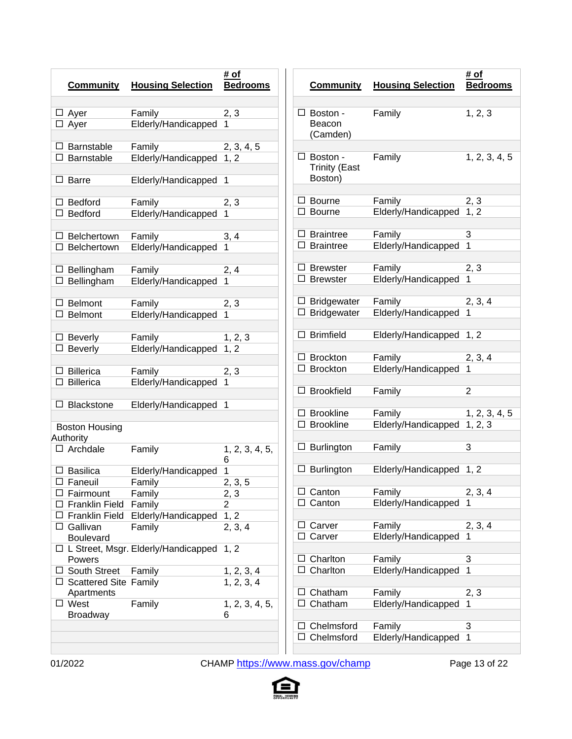| Community | Housing Selection | # of Bedrooms |
|---|---|---|
| ☐ Ayer | Family | 2, 3 |
| ☐ Ayer | Elderly/Handicapped | 1 |
| ☐ Barnstable | Family | 2, 3, 4, 5 |
| ☐ Barnstable | Elderly/Handicapped | 1, 2 |
| ☐ Barre | Elderly/Handicapped | 1 |
| ☐ Bedford | Family | 2, 3 |
| ☐ Bedford | Elderly/Handicapped | 1 |
| ☐ Belchertown | Family | 3, 4 |
| ☐ Belchertown | Elderly/Handicapped | 1 |
| ☐ Bellingham | Family | 2, 4 |
| ☐ Bellingham | Elderly/Handicapped | 1 |
| ☐ Belmont | Family | 2, 3 |
| ☐ Belmont | Elderly/Handicapped | 1 |
| ☐ Beverly | Family | 1, 2, 3 |
| ☐ Beverly | Elderly/Handicapped | 1, 2 |
| ☐ Billerica | Family | 2, 3 |
| ☐ Billerica | Elderly/Handicapped | 1 |
| ☐ Blackstone | Elderly/Handicapped | 1 |
| Boston Housing Authority | | |
| ☐ Archdale | Family | 1, 2, 3, 4, 5, 6 |
| ☐ Basilica | Elderly/Handicapped | 1 |
| ☐ Faneuil | Family | 2, 3, 5 |
| ☐ Fairmount | Family | 2, 3 |
| ☐ Franklin Field | Family | 2 |
| ☐ Franklin Field | Elderly/Handicapped | 1, 2 |
| ☐ Gallivan Boulevard | Family | 2, 3, 4 |
| ☐ L Street, Msgr. Powers | Elderly/Handicapped | 1, 2 |
| ☐ South Street | Family | 1, 2, 3, 4 |
| ☐ Scattered Site Apartments | Family | 1, 2, 3, 4 |
| ☐ West Broadway | Family | 1, 2, 3, 4, 5, 6 |

| Community | Housing Selection | # of Bedrooms |
|---|---|---|
| ☐ Boston - Beacon (Camden) | Family | 1, 2, 3 |
| ☐ Boston - Trinity (East Boston) | Family | 1, 2, 3, 4, 5 |
| ☐ Bourne | Family | 2, 3 |
| ☐ Bourne | Elderly/Handicapped | 1, 2 |
| ☐ Braintree | Family | 3 |
| ☐ Braintree | Elderly/Handicapped | 1 |
| ☐ Brewster | Family | 2, 3 |
| ☐ Brewster | Elderly/Handicapped | 1 |
| ☐ Bridgewater | Family | 2, 3, 4 |
| ☐ Bridgewater | Elderly/Handicapped | 1 |
| ☐ Brimfield | Elderly/Handicapped | 1, 2 |
| ☐ Brockton | Family | 2, 3, 4 |
| ☐ Brockton | Elderly/Handicapped | 1 |
| ☐ Brookfield | Family | 2 |
| ☐ Brookline | Family | 1, 2, 3, 4, 5 |
| ☐ Brookline | Elderly/Handicapped | 1, 2, 3 |
| ☐ Burlington | Family | 3 |
| ☐ Burlington | Elderly/Handicapped | 1, 2 |
| ☐ Canton | Family | 2, 3, 4 |
| ☐ Canton | Elderly/Handicapped | 1 |
| ☐ Carver | Family | 2, 3, 4 |
| ☐ Carver | Elderly/Handicapped | 1 |
| ☐ Charlton | Family | 3 |
| ☐ Charlton | Elderly/Handicapped | 1 |
| ☐ Chatham | Family | 2, 3 |
| ☐ Chatham | Elderly/Handicapped | 1 |
| ☐ Chelmsford | Family | 3 |
| ☐ Chelmsford | Elderly/Handicapped | 1 |

01/2022 CHAMP https://www.mass.gov/champ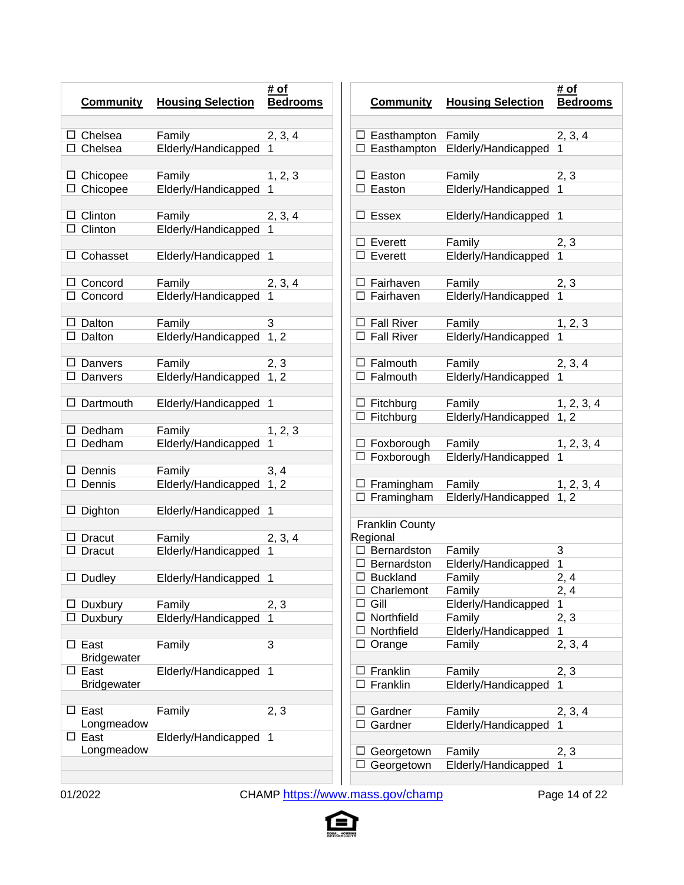| Community | Housing Selection | # of Bedrooms |
|---|---|---|
| ☐ Chelsea | Family | 2, 3, 4 |
| ☐ Chelsea | Elderly/Handicapped | 1 |
| ☐ Chicopee | Family | 1, 2, 3 |
| ☐ Chicopee | Elderly/Handicapped | 1 |
| ☐ Clinton | Family | 2, 3, 4 |
| ☐ Clinton | Elderly/Handicapped | 1 |
| ☐ Cohasset | Elderly/Handicapped | 1 |
| ☐ Concord | Family | 2, 3, 4 |
| ☐ Concord | Elderly/Handicapped | 1 |
| ☐ Dalton | Family | 3 |
| ☐ Dalton | Elderly/Handicapped | 1, 2 |
| ☐ Danvers | Family | 2, 3 |
| ☐ Danvers | Elderly/Handicapped | 1, 2 |
| ☐ Dartmouth | Elderly/Handicapped | 1 |
| ☐ Dedham | Family | 1, 2, 3 |
| ☐ Dedham | Elderly/Handicapped | 1 |
| ☐ Dennis | Family | 3, 4 |
| ☐ Dennis | Elderly/Handicapped | 1, 2 |
| ☐ Dighton | Elderly/Handicapped | 1 |
| ☐ Dracut | Family | 2, 3, 4 |
| ☐ Dracut | Elderly/Handicapped | 1 |
| ☐ Dudley | Elderly/Handicapped | 1 |
| ☐ Duxbury | Family | 2, 3 |
| ☐ Duxbury | Elderly/Handicapped | 1 |
| ☐ East Bridgewater | Family | 3 |
| ☐ East Bridgewater | Elderly/Handicapped | 1 |
| ☐ East Longmeadow | Family | 2, 3 |
| ☐ East Longmeadow | Elderly/Handicapped | 1 |

| Community | Housing Selection | # of Bedrooms |
|---|---|---|
| ☐ Easthampton | Family | 2, 3, 4 |
| ☐ Easthampton | Elderly/Handicapped | 1 |
| ☐ Easton | Family | 2, 3 |
| ☐ Easton | Elderly/Handicapped | 1 |
| ☐ Essex | Elderly/Handicapped | 1 |
| ☐ Everett | Family | 2, 3 |
| ☐ Everett | Elderly/Handicapped | 1 |
| ☐ Fairhaven | Family | 2, 3 |
| ☐ Fairhaven | Elderly/Handicapped | 1 |
| ☐ Fall River | Family | 1, 2, 3 |
| ☐ Fall River | Elderly/Handicapped | 1 |
| ☐ Falmouth | Family | 2, 3, 4 |
| ☐ Falmouth | Elderly/Handicapped | 1 |
| ☐ Fitchburg | Family | 1, 2, 3, 4 |
| ☐ Fitchburg | Elderly/Handicapped | 1, 2 |
| ☐ Foxborough | Family | 1, 2, 3, 4 |
| ☐ Foxborough | Elderly/Handicapped | 1 |
| ☐ Framingham | Family | 1, 2, 3, 4 |
| ☐ Framingham | Elderly/Handicapped | 1, 2 |
| Franklin County Regional | | |
| ☐ Bernardston | Family | 3 |
| ☐ Bernardston | Elderly/Handicapped | 1 |
| ☐ Buckland | Family | 2, 4 |
| ☐ Charlemont | Family | 2, 4 |
| ☐ Gill | Elderly/Handicapped | 1 |
| ☐ Northfield | Family | 2, 3 |
| ☐ Northfield | Elderly/Handicapped | 1 |
| ☐ Orange | Family | 2, 3, 4 |
| ☐ Franklin | Family | 2, 3 |
| ☐ Franklin | Elderly/Handicapped | 1 |
| ☐ Gardner | Family | 2, 3, 4 |
| ☐ Gardner | Elderly/Handicapped | 1 |
| ☐ Georgetown | Family | 2, 3 |
| ☐ Georgetown | Elderly/Handicapped | 1 |

01/2022 CHAMP https://www.mass.gov/champ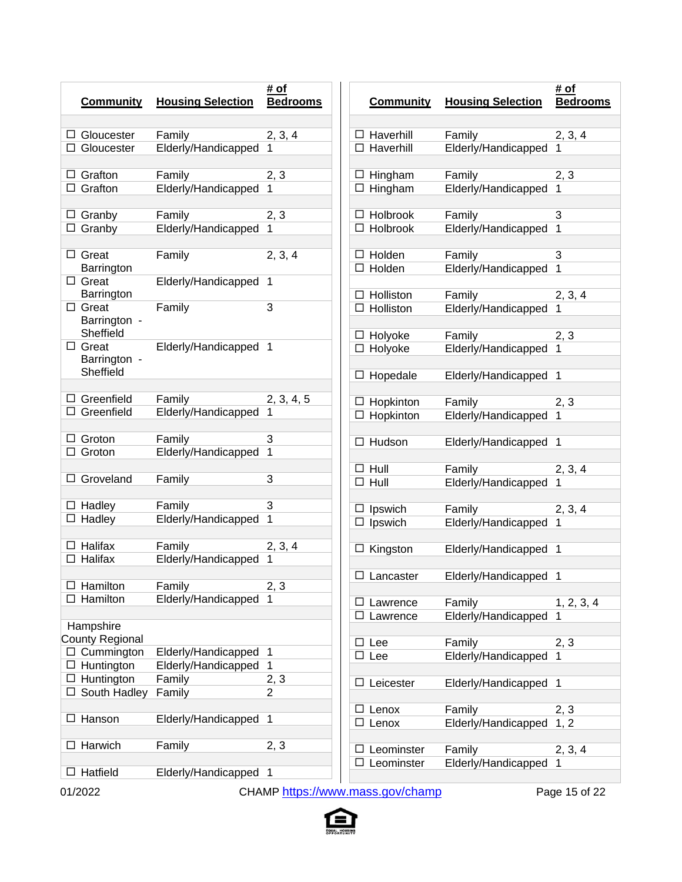| Community | Housing Selection | # of Bedrooms |
|---|---|---|
| ☐ Gloucester | Family | 2, 3, 4 |
| ☐ Gloucester | Elderly/Handicapped | 1 |
| ☐ Grafton | Family | 2, 3 |
| ☐ Grafton | Elderly/Handicapped | 1 |
| ☐ Granby | Family | 2, 3 |
| ☐ Granby | Elderly/Handicapped | 1 |
| ☐ Great Barrington | Family | 2, 3, 4 |
| ☐ Great Barrington | Elderly/Handicapped | 1 |
| ☐ Great Barrington - Sheffield | Family | 3 |
| ☐ Great Barrington - Sheffield | Elderly/Handicapped | 1 |
| ☐ Greenfield | Family | 2, 3, 4, 5 |
| ☐ Greenfield | Elderly/Handicapped | 1 |
| ☐ Groton | Family | 3 |
| ☐ Groton | Elderly/Handicapped | 1 |
| ☐ Groveland | Family | 3 |
| ☐ Hadley | Family | 3 |
| ☐ Hadley | Elderly/Handicapped | 1 |
| ☐ Halifax | Family | 2, 3, 4 |
| ☐ Halifax | Elderly/Handicapped | 1 |
| ☐ Hamilton | Family | 2, 3 |
| ☐ Hamilton | Elderly/Handicapped | 1 |
| Hampshire County Regional | | |
| ☐ Cummington | Elderly/Handicapped | 1 |
| ☐ Huntington | Elderly/Handicapped | 1 |
| ☐ Huntington | Family | 2, 3 |
| ☐ South Hadley | Family | 2 |
| ☐ Hanson | Elderly/Handicapped | 1 |
| ☐ Harwich | Family | 2, 3 |
| ☐ Hatfield | Elderly/Handicapped | 1 |

| Community | Housing Selection | # of Bedrooms |
|---|---|---|
| ☐ Haverhill | Family | 2, 3, 4 |
| ☐ Haverhill | Elderly/Handicapped | 1 |
| ☐ Hingham | Family | 2, 3 |
| ☐ Hingham | Elderly/Handicapped | 1 |
| ☐ Holbrook | Family | 3 |
| ☐ Holbrook | Elderly/Handicapped | 1 |
| ☐ Holden | Family | 3 |
| ☐ Holden | Elderly/Handicapped | 1 |
| ☐ Holliston | Family | 2, 3, 4 |
| ☐ Holliston | Elderly/Handicapped | 1 |
| ☐ Holyoke | Family | 2, 3 |
| ☐ Holyoke | Elderly/Handicapped | 1 |
| ☐ Hopedale | Elderly/Handicapped | 1 |
| ☐ Hopkinton | Family | 2, 3 |
| ☐ Hopkinton | Elderly/Handicapped | 1 |
| ☐ Hudson | Elderly/Handicapped | 1 |
| ☐ Hull | Family | 2, 3, 4 |
| ☐ Hull | Elderly/Handicapped | 1 |
| ☐ Ipswich | Family | 2, 3, 4 |
| ☐ Ipswich | Elderly/Handicapped | 1 |
| ☐ Kingston | Elderly/Handicapped | 1 |
| ☐ Lancaster | Elderly/Handicapped | 1 |
| ☐ Lawrence | Family | 1, 2, 3, 4 |
| ☐ Lawrence | Elderly/Handicapped | 1 |
| ☐ Lee | Family | 2, 3 |
| ☐ Lee | Elderly/Handicapped | 1 |
| ☐ Leicester | Elderly/Handicapped | 1 |
| ☐ Lenox | Family | 2, 3 |
| ☐ Lenox | Elderly/Handicapped | 1, 2 |
| ☐ Leominster | Family | 2, 3, 4 |
| ☐ Leominster | Elderly/Handicapped | 1 |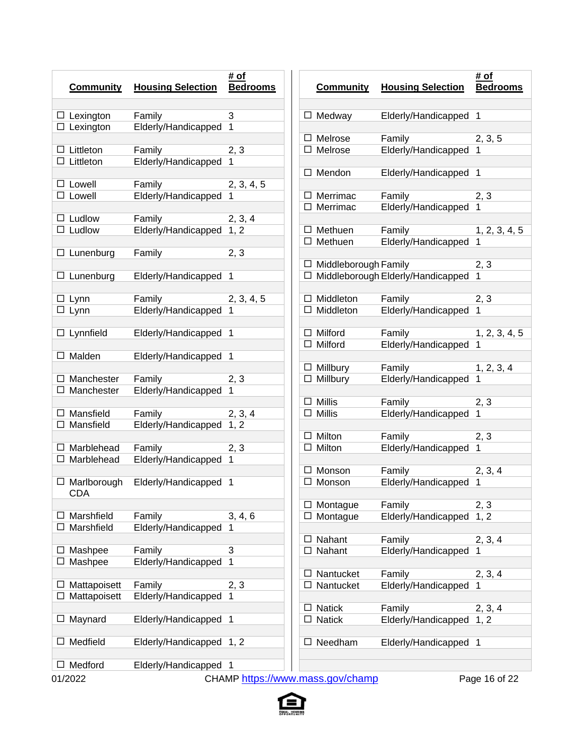| Community | Housing Selection | # of Bedrooms |
|---|---|---|
| ☐ Lexington | Family | 3 |
| ☐ Lexington | Elderly/Handicapped | 1 |
| ☐ Littleton | Family | 2, 3 |
| ☐ Littleton | Elderly/Handicapped | 1 |
| ☐ Lowell | Family | 2, 3, 4, 5 |
| ☐ Lowell | Elderly/Handicapped | 1 |
| ☐ Ludlow | Family | 2, 3, 4 |
| ☐ Ludlow | Elderly/Handicapped | 1, 2 |
| ☐ Lunenburg | Family | 2, 3 |
| ☐ Lunenburg | Elderly/Handicapped | 1 |
| ☐ Lynn | Family | 2, 3, 4, 5 |
| ☐ Lynn | Elderly/Handicapped | 1 |
| ☐ Lynnfield | Elderly/Handicapped | 1 |
| ☐ Malden | Elderly/Handicapped | 1 |
| ☐ Manchester | Family | 2, 3 |
| ☐ Manchester | Elderly/Handicapped | 1 |
| ☐ Mansfield | Family | 2, 3, 4 |
| ☐ Mansfield | Elderly/Handicapped | 1, 2 |
| ☐ Marblehead | Family | 2, 3 |
| ☐ Marblehead | Elderly/Handicapped | 1 |
| ☐ Marlborough CDA | Elderly/Handicapped | 1 |
| ☐ Marshfield | Family | 3, 4, 6 |
| ☐ Marshfield | Elderly/Handicapped | 1 |
| ☐ Mashpee | Family | 3 |
| ☐ Mashpee | Elderly/Handicapped | 1 |
| ☐ Mattapoisett | Family | 2, 3 |
| ☐ Mattapoisett | Elderly/Handicapped | 1 |
| ☐ Maynard | Elderly/Handicapped | 1 |
| ☐ Medfield | Elderly/Handicapped | 1, 2 |
| ☐ Medford | Elderly/Handicapped | 1 |

| Community | Housing Selection | # of Bedrooms |
|---|---|---|
| ☐ Medway | Elderly/Handicapped | 1 |
| ☐ Melrose | Family | 2, 3, 5 |
| ☐ Melrose | Elderly/Handicapped | 1 |
| ☐ Mendon | Elderly/Handicapped | 1 |
| ☐ Merrimac | Family | 2, 3 |
| ☐ Merrimac | Elderly/Handicapped | 1 |
| ☐ Methuen | Family | 1, 2, 3, 4, 5 |
| ☐ Methuen | Elderly/Handicapped | 1 |
| ☐ Middleborough | Family | 2, 3 |
| ☐ Middleborough | Elderly/Handicapped | 1 |
| ☐ Middleton | Family | 2, 3 |
| ☐ Middleton | Elderly/Handicapped | 1 |
| ☐ Milford | Family | 1, 2, 3, 4, 5 |
| ☐ Milford | Elderly/Handicapped | 1 |
| ☐ Millbury | Family | 1, 2, 3, 4 |
| ☐ Millbury | Elderly/Handicapped | 1 |
| ☐ Millis | Family | 2, 3 |
| ☐ Millis | Elderly/Handicapped | 1 |
| ☐ Milton | Family | 2, 3 |
| ☐ Milton | Elderly/Handicapped | 1 |
| ☐ Monson | Family | 2, 3, 4 |
| ☐ Monson | Elderly/Handicapped | 1 |
| ☐ Montague | Family | 2, 3 |
| ☐ Montague | Elderly/Handicapped | 1, 2 |
| ☐ Nahant | Family | 2, 3, 4 |
| ☐ Nahant | Elderly/Handicapped | 1 |
| ☐ Nantucket | Family | 2, 3, 4 |
| ☐ Nantucket | Elderly/Handicapped | 1 |
| ☐ Natick | Family | 2, 3, 4 |
| ☐ Natick | Elderly/Handicapped | 1, 2 |
| ☐ Needham | Elderly/Handicapped | 1 |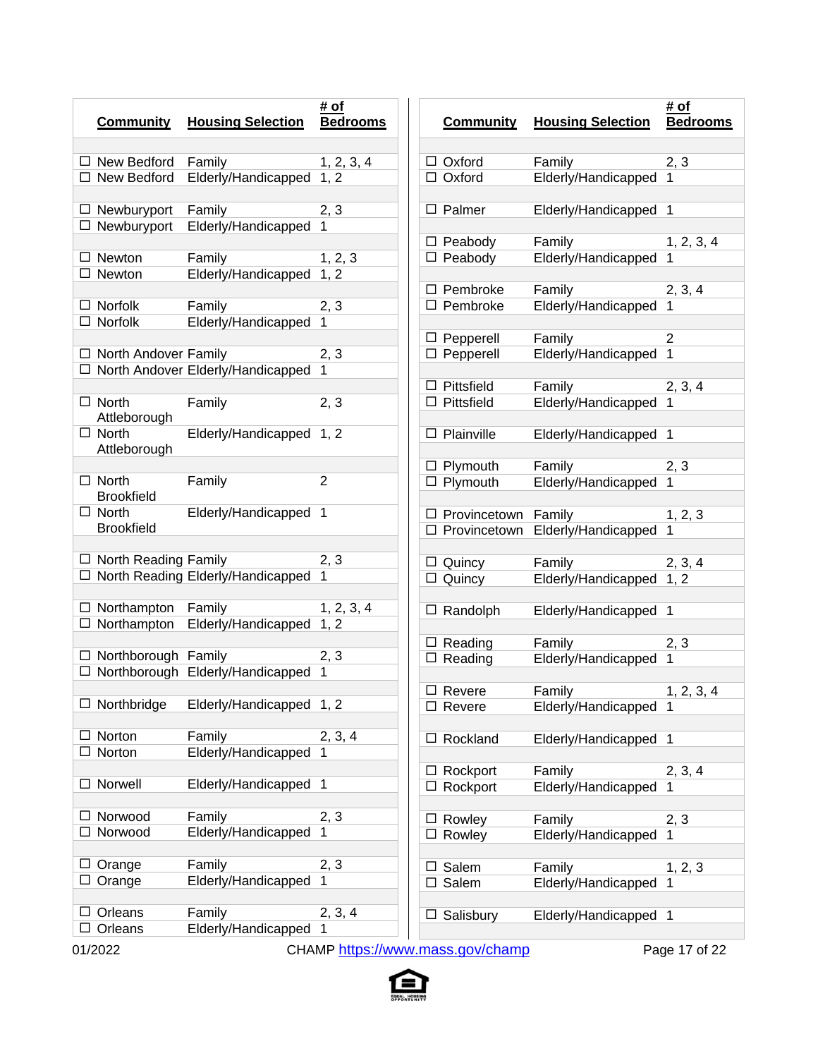| Community | Housing Selection | # of Bedrooms |
|---|---|---|
| ☐ New Bedford | Family | 1, 2, 3, 4 |
| ☐ New Bedford | Elderly/Handicapped | 1, 2 |
| ☐ Newburyport | Family | 2, 3 |
| ☐ Newburyport | Elderly/Handicapped | 1 |
| ☐ Newton | Family | 1, 2, 3 |
| ☐ Newton | Elderly/Handicapped | 1, 2 |
| ☐ Norfolk | Family | 2, 3 |
| ☐ Norfolk | Elderly/Handicapped | 1 |
| ☐ North Andover | Family | 2, 3 |
| ☐ North Andover | Elderly/Handicapped | 1 |
| ☐ North Attleborough | Family | 2, 3 |
| ☐ North Attleborough | Elderly/Handicapped | 1, 2 |
| ☐ North Brookfield | Family | 2 |
| ☐ North Brookfield | Elderly/Handicapped | 1 |
| ☐ North Reading | Family | 2, 3 |
| ☐ North Reading | Elderly/Handicapped | 1 |
| ☐ Northampton | Family | 1, 2, 3, 4 |
| ☐ Northampton | Elderly/Handicapped | 1, 2 |
| ☐ Northborough | Family | 2, 3 |
| ☐ Northborough | Elderly/Handicapped | 1 |
| ☐ Northbridge | Elderly/Handicapped | 1, 2 |
| ☐ Norton | Family | 2, 3, 4 |
| ☐ Norton | Elderly/Handicapped | 1 |
| ☐ Norwell | Elderly/Handicapped | 1 |
| ☐ Norwood | Family | 2, 3 |
| ☐ Norwood | Elderly/Handicapped | 1 |
| ☐ Orange | Family | 2, 3 |
| ☐ Orange | Elderly/Handicapped | 1 |
| ☐ Orleans | Family | 2, 3, 4 |
| ☐ Orleans | Elderly/Handicapped | 1 |

| Community | Housing Selection | # of Bedrooms |
|---|---|---|
| ☐ Oxford | Family | 2, 3 |
| ☐ Oxford | Elderly/Handicapped | 1 |
| ☐ Palmer | Elderly/Handicapped | 1 |
| ☐ Peabody | Family | 1, 2, 3, 4 |
| ☐ Peabody | Elderly/Handicapped | 1 |
| ☐ Pembroke | Family | 2, 3, 4 |
| ☐ Pembroke | Elderly/Handicapped | 1 |
| ☐ Pepperell | Family | 2 |
| ☐ Pepperell | Elderly/Handicapped | 1 |
| ☐ Pittsfield | Family | 2, 3, 4 |
| ☐ Pittsfield | Elderly/Handicapped | 1 |
| ☐ Plainville | Elderly/Handicapped | 1 |
| ☐ Plymouth | Family | 2, 3 |
| ☐ Plymouth | Elderly/Handicapped | 1 |
| ☐ Provincetown | Family | 1, 2, 3 |
| ☐ Provincetown | Elderly/Handicapped | 1 |
| ☐ Quincy | Family | 2, 3, 4 |
| ☐ Quincy | Elderly/Handicapped | 1, 2 |
| ☐ Randolph | Elderly/Handicapped | 1 |
| ☐ Reading | Family | 2, 3 |
| ☐ Reading | Elderly/Handicapped | 1 |
| ☐ Revere | Family | 1, 2, 3, 4 |
| ☐ Revere | Elderly/Handicapped | 1 |
| ☐ Rockland | Elderly/Handicapped | 1 |
| ☐ Rockport | Family | 2, 3, 4 |
| ☐ Rockport | Elderly/Handicapped | 1 |
| ☐ Rowley | Family | 2, 3 |
| ☐ Rowley | Elderly/Handicapped | 1 |
| ☐ Salem | Family | 1, 2, 3 |
| ☐ Salem | Elderly/Handicapped | 1 |
| ☐ Salisbury | Elderly/Handicapped | 1 |

01/2022 CHAMP https://www.mass.gov/champ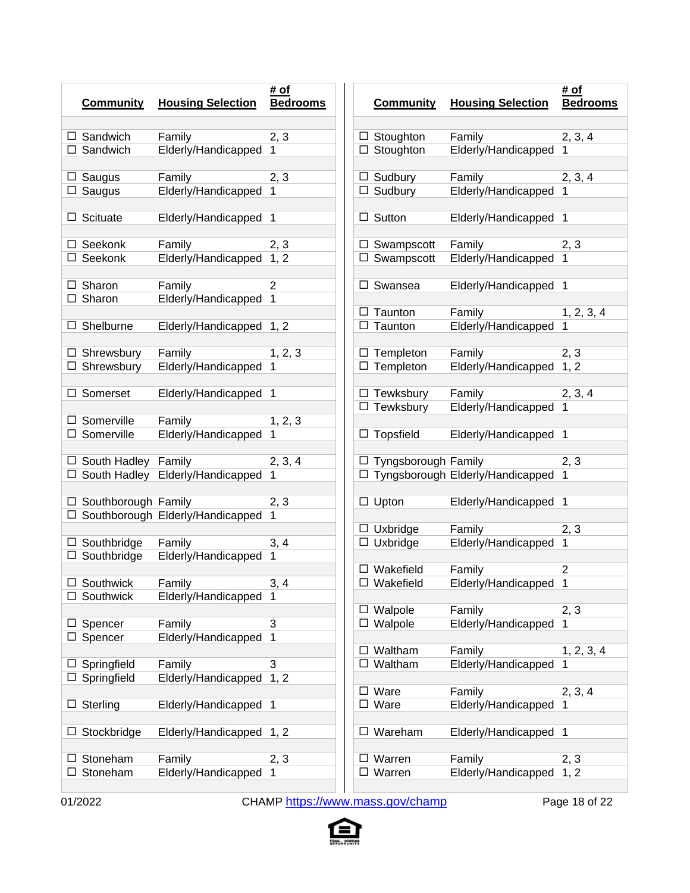| Community | Housing Selection | # of Bedrooms |
|---|---|---|
| ☐ Sandwich | Family | 2, 3 |
| ☐ Sandwich | Elderly/Handicapped | 1 |
| ☐ Saugus | Family | 2, 3 |
| ☐ Saugus | Elderly/Handicapped | 1 |
| ☐ Scituate | Elderly/Handicapped | 1 |
| ☐ Seekonk | Family | 2, 3 |
| ☐ Seekonk | Elderly/Handicapped | 1, 2 |
| ☐ Sharon | Family | 2 |
| ☐ Sharon | Elderly/Handicapped | 1 |
| ☐ Shelburne | Elderly/Handicapped | 1, 2 |
| ☐ Shrewsbury | Family | 1, 2, 3 |
| ☐ Shrewsbury | Elderly/Handicapped | 1 |
| ☐ Somerset | Elderly/Handicapped | 1 |
| ☐ Somerville | Family | 1, 2, 3 |
| ☐ Somerville | Elderly/Handicapped | 1 |
| ☐ South Hadley | Family | 2, 3, 4 |
| ☐ South Hadley | Elderly/Handicapped | 1 |
| ☐ Southborough | Family | 2, 3 |
| ☐ Southborough | Elderly/Handicapped | 1 |
| ☐ Southbridge | Family | 3, 4 |
| ☐ Southbridge | Elderly/Handicapped | 1 |
| ☐ Southwick | Family | 3, 4 |
| ☐ Southwick | Elderly/Handicapped | 1 |
| ☐ Spencer | Family | 3 |
| ☐ Spencer | Elderly/Handicapped | 1 |
| ☐ Springfield | Family | 3 |
| ☐ Springfield | Elderly/Handicapped | 1, 2 |
| ☐ Sterling | Elderly/Handicapped | 1 |
| ☐ Stockbridge | Elderly/Handicapped | 1, 2 |
| ☐ Stoneham | Family | 2, 3 |
| ☐ Stoneham | Elderly/Handicapped | 1 |

| Community | Housing Selection | # of Bedrooms |
|---|---|---|
| ☐ Stoughton | Family | 2, 3, 4 |
| ☐ Stoughton | Elderly/Handicapped | 1 |
| ☐ Sudbury | Family | 2, 3, 4 |
| ☐ Sudbury | Elderly/Handicapped | 1 |
| ☐ Sutton | Elderly/Handicapped | 1 |
| ☐ Swampscott | Family | 2, 3 |
| ☐ Swampscott | Elderly/Handicapped | 1 |
| ☐ Swansea | Elderly/Handicapped | 1 |
| ☐ Taunton | Family | 1, 2, 3, 4 |
| ☐ Taunton | Elderly/Handicapped | 1 |
| ☐ Templeton | Family | 2, 3 |
| ☐ Templeton | Elderly/Handicapped | 1, 2 |
| ☐ Tewksbury | Family | 2, 3, 4 |
| ☐ Tewksbury | Elderly/Handicapped | 1 |
| ☐ Topsfield | Elderly/Handicapped | 1 |
| ☐ Tyngsborough | Family | 2, 3 |
| ☐ Tyngsborough | Elderly/Handicapped | 1 |
| ☐ Upton | Elderly/Handicapped | 1 |
| ☐ Uxbridge | Family | 2, 3 |
| ☐ Uxbridge | Elderly/Handicapped | 1 |
| ☐ Wakefield | Family | 2 |
| ☐ Wakefield | Elderly/Handicapped | 1 |
| ☐ Walpole | Family | 2, 3 |
| ☐ Walpole | Elderly/Handicapped | 1 |
| ☐ Waltham | Family | 1, 2, 3, 4 |
| ☐ Waltham | Elderly/Handicapped | 1 |
| ☐ Ware | Family | 2, 3, 4 |
| ☐ Ware | Elderly/Handicapped | 1 |
| ☐ Wareham | Elderly/Handicapped | 1 |
| ☐ Warren | Family | 2, 3 |
| ☐ Warren | Elderly/Handicapped | 1, 2 |

01/2022 CHAMP https://www.mass.gov/champ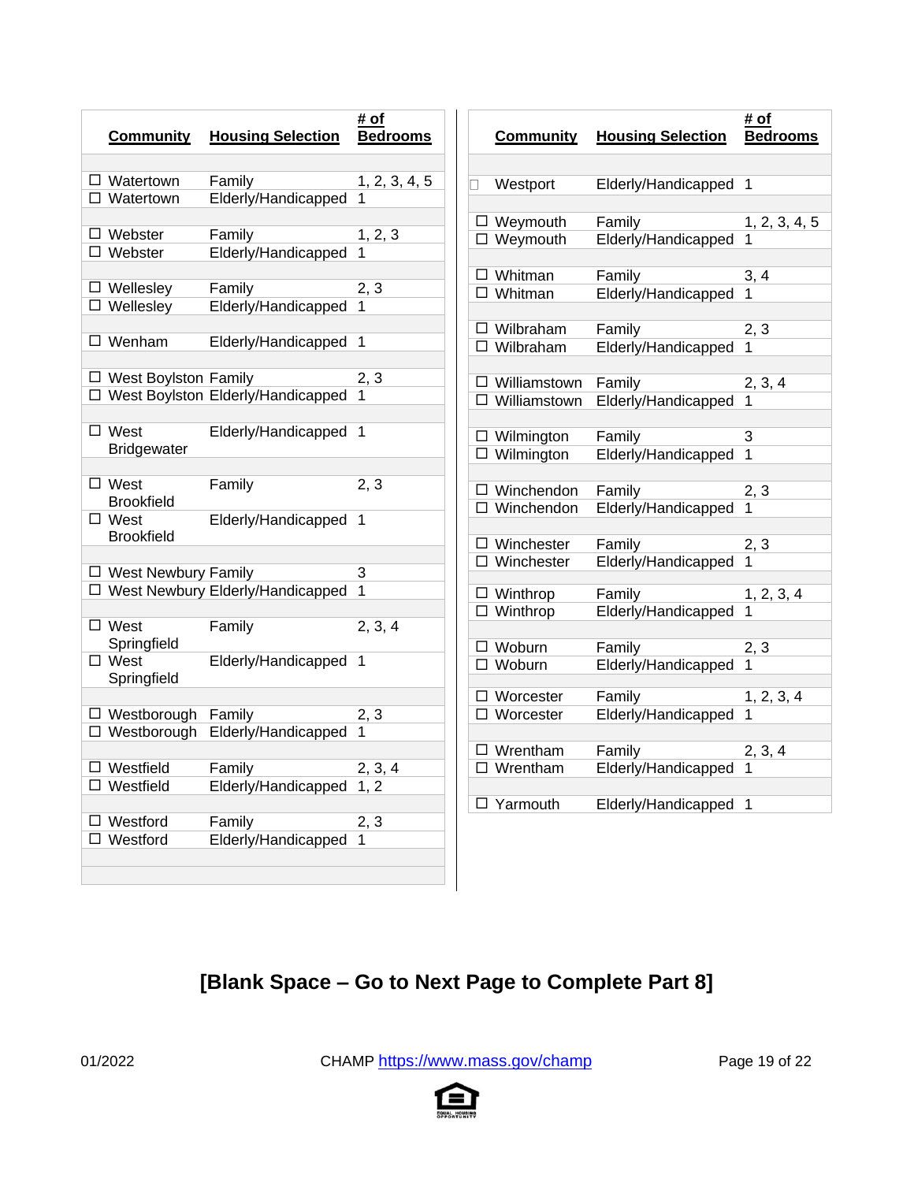| Community | Housing Selection | # of Bedrooms |
|---|---|---|
| ☐ Watertown | Family | 1, 2, 3, 4, 5 |
| ☐ Watertown | Elderly/Handicapped | 1 |
| ☐ Webster | Family | 1, 2, 3 |
| ☐ Webster | Elderly/Handicapped | 1 |
| ☐ Wellesley | Family | 2, 3 |
| ☐ Wellesley | Elderly/Handicapped | 1 |
| ☐ Wenham | Elderly/Handicapped | 1 |
| ☐ West Boylston | Family | 2, 3 |
| ☐ West Boylston | Elderly/Handicapped | 1 |
| ☐ West Bridgewater | Elderly/Handicapped | 1 |
| ☐ West Brookfield | Family | 2, 3 |
| ☐ West Brookfield | Elderly/Handicapped | 1 |
| ☐ West Newbury | Family | 3 |
| ☐ West Newbury | Elderly/Handicapped | 1 |
| ☐ West Springfield | Family | 2, 3, 4 |
| ☐ West Springfield | Elderly/Handicapped | 1 |
| ☐ Westborough | Family | 2, 3 |
| ☐ Westborough | Elderly/Handicapped | 1 |
| ☐ Westfield | Family | 2, 3, 4 |
| ☐ Westfield | Elderly/Handicapped | 1, 2 |
| ☐ Westford | Family | 2, 3 |
| ☐ Westford | Elderly/Handicapped | 1 |

| Community | Housing Selection | # of Bedrooms |
|---|---|---|
| ☐ Westport | Elderly/Handicapped | 1 |
| ☐ Weymouth | Family | 1, 2, 3, 4, 5 |
| ☐ Weymouth | Elderly/Handicapped | 1 |
| ☐ Whitman | Family | 3, 4 |
| ☐ Whitman | Elderly/Handicapped | 1 |
| ☐ Wilbraham | Family | 2, 3 |
| ☐ Wilbraham | Elderly/Handicapped | 1 |
| ☐ Williamstown | Family | 2, 3, 4 |
| ☐ Williamstown | Elderly/Handicapped | 1 |
| ☐ Wilmington | Family | 3 |
| ☐ Wilmington | Elderly/Handicapped | 1 |
| ☐ Winchendon | Family | 2, 3 |
| ☐ Winchendon | Elderly/Handicapped | 1 |
| ☐ Winchester | Family | 2, 3 |
| ☐ Winchester | Elderly/Handicapped | 1 |
| ☐ Winthrop | Family | 1, 2, 3, 4 |
| ☐ Winthrop | Elderly/Handicapped | 1 |
| ☐ Woburn | Family | 2, 3 |
| ☐ Woburn | Elderly/Handicapped | 1 |
| ☐ Worcester | Family | 1, 2, 3, 4 |
| ☐ Worcester | Elderly/Handicapped | 1 |
| ☐ Wrentham | Family | 2, 3, 4 |
| ☐ Wrentham | Elderly/Handicapped | 1 |
| ☐ Yarmouth | Elderly/Handicapped | 1 |

**[Blank Space – Go to Next Page to Complete Part 8]**

01/2022 CHAMP https://www.mass.gov/champ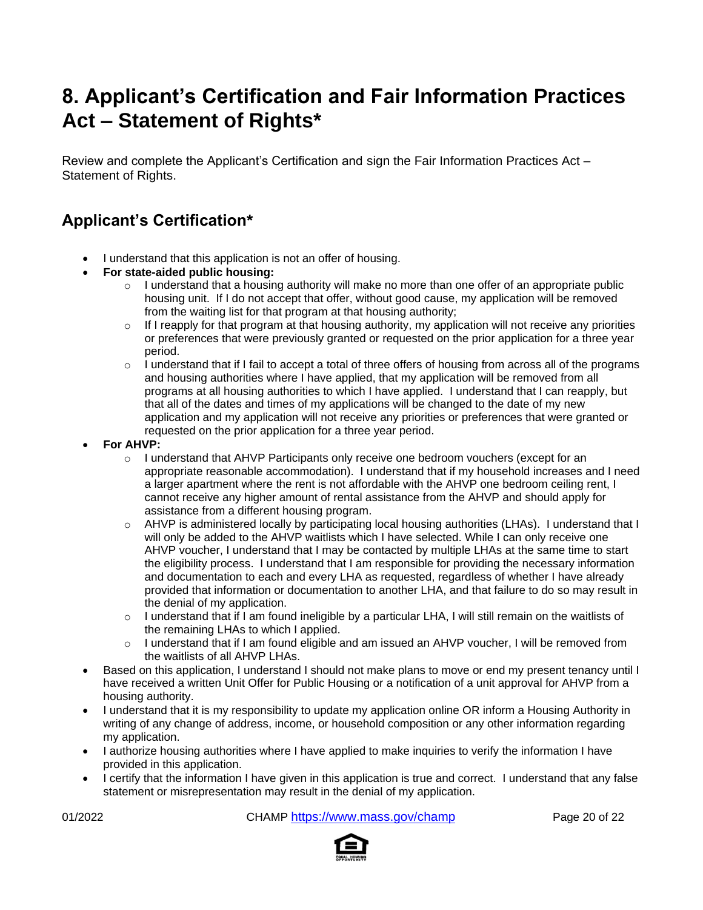# 8. Applicant's Certification and Fair Information Practices Act – Statement of Rights*

Review and complete the Applicant's Certification and sign the Fair Information Practices Act – Statement of Rights.

## Applicant's Certification*

- I understand that this application is not an offer of housing.
- **For state-aided public housing:**
  - I understand that a housing authority will make no more than one offer of an appropriate public housing unit. If I do not accept that offer, without good cause, my application will be removed from the waiting list for that program at that housing authority;
  - If I reapply for that program at that housing authority, my application will not receive any priorities or preferences that were previously granted or requested on the prior application for a three year period.
  - I understand that if I fail to accept a total of three offers of housing from across all of the programs and housing authorities where I have applied, that my application will be removed from all programs at all housing authorities to which I have applied. I understand that I can reapply, but that all of the dates and times of my applications will be changed to the date of my new application and my application will not receive any priorities or preferences that were granted or requested on the prior application for a three year period.
- **For AHVP:**
  - I understand that AHVP Participants only receive one bedroom vouchers (except for an appropriate reasonable accommodation). I understand that if my household increases and I need a larger apartment where the rent is not affordable with the AHVP one bedroom ceiling rent, I cannot receive any higher amount of rental assistance from the AHVP and should apply for assistance from a different housing program.
  - AHVP is administered locally by participating local housing authorities (LHAs). I understand that I will only be added to the AHVP waitlists which I have selected. While I can only receive one AHVP voucher, I understand that I may be contacted by multiple LHAs at the same time to start the eligibility process. I understand that I am responsible for providing the necessary information and documentation to each and every LHA as requested, regardless of whether I have already provided that information or documentation to another LHA, and that failure to do so may result in the denial of my application.
  - I understand that if I am found ineligible by a particular LHA, I will still remain on the waitlists of the remaining LHAs to which I applied.
  - I understand that if I am found eligible and am issued an AHVP voucher, I will be removed from the waitlists of all AHVP LHAs.
- Based on this application, I understand I should not make plans to move or end my present tenancy until I have received a written Unit Offer for Public Housing or a notification of a unit approval for AHVP from a housing authority.
- I understand that it is my responsibility to update my application online OR inform a Housing Authority in writing of any change of address, income, or household composition or any other information regarding my application.
- I authorize housing authorities where I have applied to make inquiries to verify the information I have provided in this application.
- I certify that the information I have given in this application is true and correct. I understand that any false statement or misrepresentation may result in the denial of my application.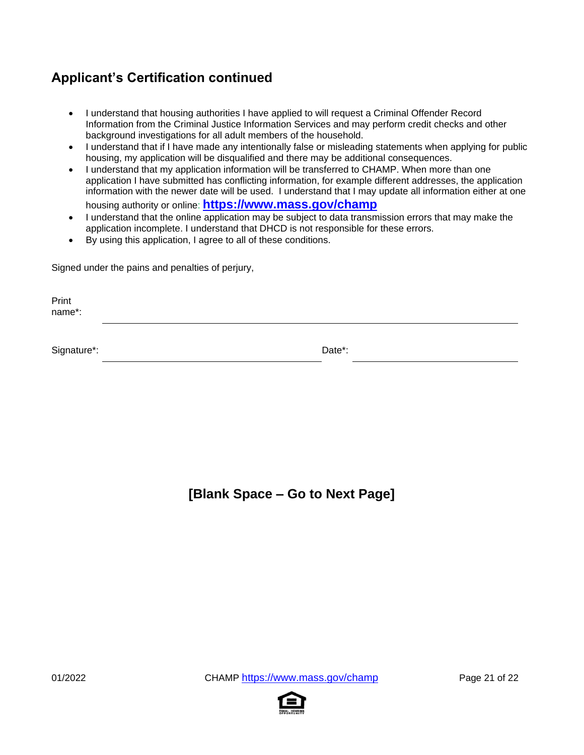## Applicant's Certification continued

- I understand that housing authorities I have applied to will request a Criminal Offender Record Information from the Criminal Justice Information Services and may perform credit checks and other background investigations for all adult members of the household.
- I understand that if I have made any intentionally false or misleading statements when applying for public housing, my application will be disqualified and there may be additional consequences.
- I understand that my application information will be transferred to CHAMP. When more than one application I have submitted has conflicting information, for example different addresses, the application information with the newer date will be used. I understand that I may update all information either at one housing authority or online: **https://www.mass.gov/champ**
- I understand that the online application may be subject to data transmission errors that may make the application incomplete. I understand that DHCD is not responsible for these errors.
- By using this application, I agree to all of these conditions.

Signed under the pains and penalties of perjury,

Print name*: ______________________________________________

Signature*: ______________________________ Date*: ____________________

**[Blank Space – Go to Next Page]**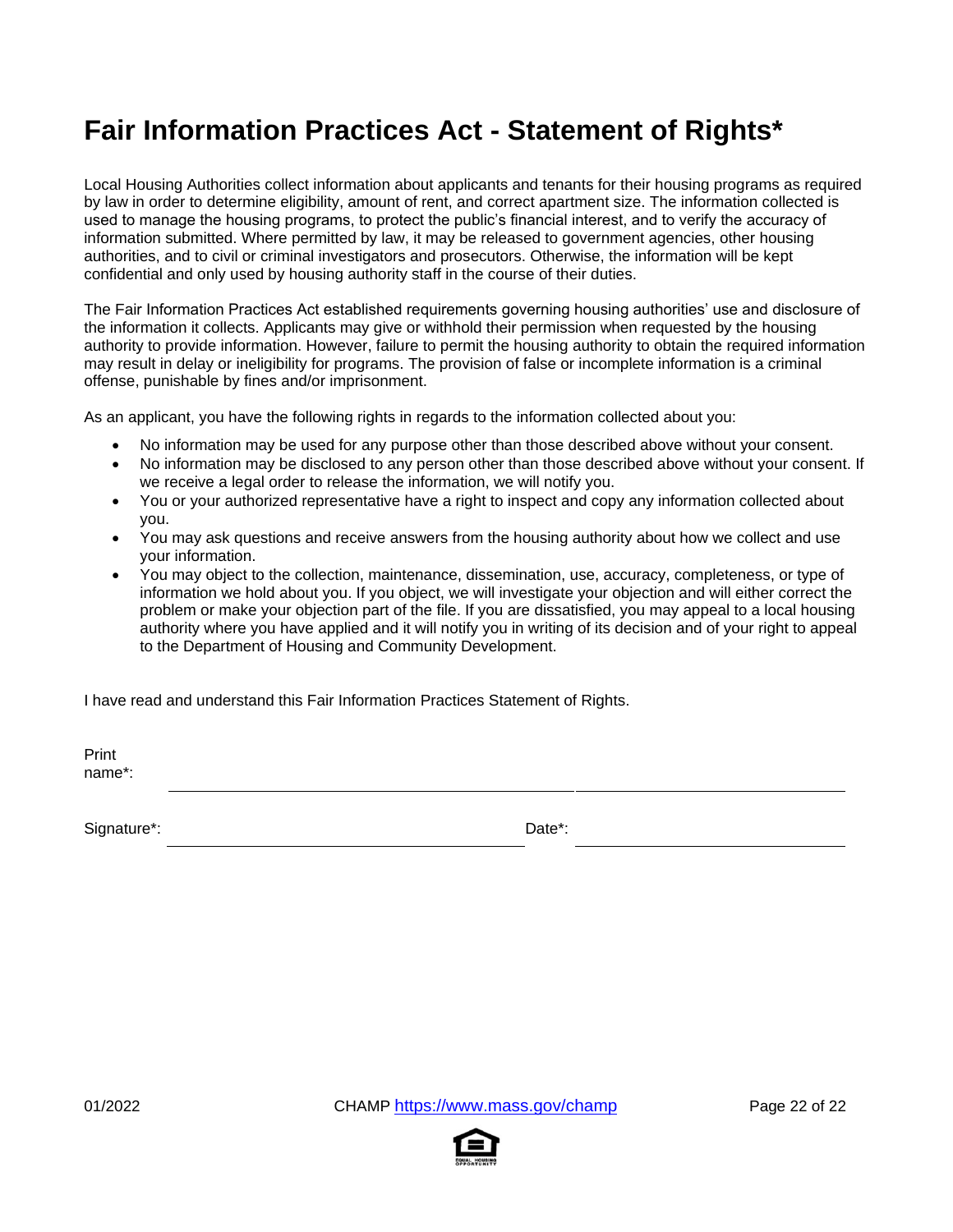# Fair Information Practices Act - Statement of Rights*

Local Housing Authorities collect information about applicants and tenants for their housing programs as required by law in order to determine eligibility, amount of rent, and correct apartment size. The information collected is used to manage the housing programs, to protect the public's financial interest, and to verify the accuracy of information submitted. Where permitted by law, it may be released to government agencies, other housing authorities, and to civil or criminal investigators and prosecutors. Otherwise, the information will be kept confidential and only used by housing authority staff in the course of their duties.

The Fair Information Practices Act established requirements governing housing authorities' use and disclosure of the information it collects. Applicants may give or withhold their permission when requested by the housing authority to provide information. However, failure to permit the housing authority to obtain the required information may result in delay or ineligibility for programs. The provision of false or incomplete information is a criminal offense, punishable by fines and/or imprisonment.

As an applicant, you have the following rights in regards to the information collected about you:

- No information may be used for any purpose other than those described above without your consent.
- No information may be disclosed to any person other than those described above without your consent. If we receive a legal order to release the information, we will notify you.
- You or your authorized representative have a right to inspect and copy any information collected about you.
- You may ask questions and receive answers from the housing authority about how we collect and use your information.
- You may object to the collection, maintenance, dissemination, use, accuracy, completeness, or type of information we hold about you. If you object, we will investigate your objection and will either correct the problem or make your objection part of the file. If you are dissatisfied, you may appeal to a local housing authority where you have applied and it will notify you in writing of its decision and of your right to appeal to the Department of Housing and Community Development.

I have read and understand this Fair Information Practices Statement of Rights.

Print name*: ______________________________

Signature*: ______________________________ Date*: ______________________________

01/2022 CHAMP https://www.mass.gov/champ